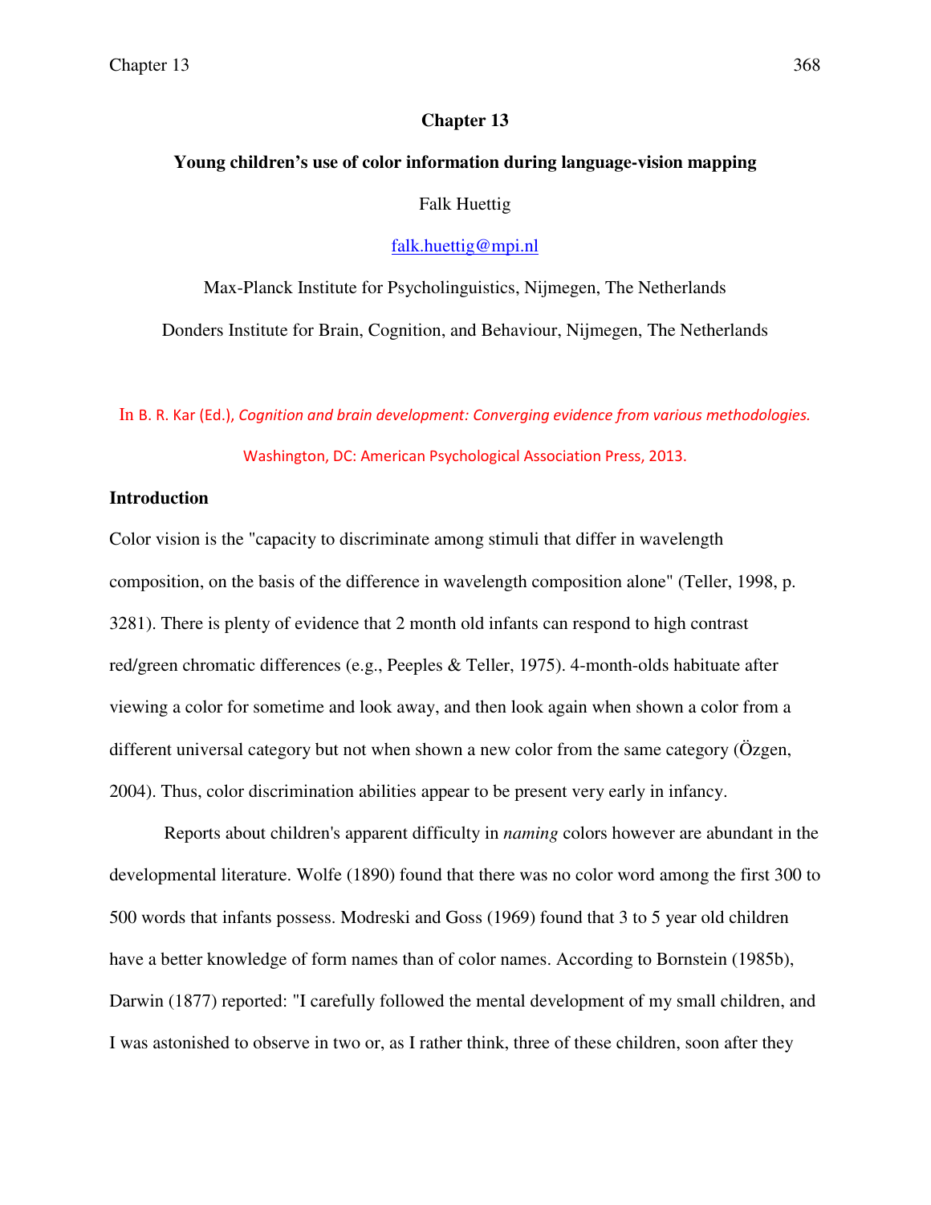# Chapter 13

## Young children's use of color information during language-vision mapping

Falk Huettig

falk.huettig@mpi.nl

Max-Planck Institute for Psycholinguistics, Nijmegen, The Netherlands

Donders Institute for Brain, Cognition, and Behaviour, Nijmegen, The Netherlands

In B. R. Kar (Ed.), *Cognition and brain development: Converging evidence from various methodologies.* Washington, DC: American Psychological Association Press, 2013.

### Introduction

Color vision is the "capacity to discriminate among stimuli that differ in wavelength composition, on the basis of the difference in wavelength composition alone" (Teller, 1998, p. 3281). There is plenty of evidence that 2 month old infants can respond to high contrast red/green chromatic differences (e.g., Peeples & Teller, 1975). 4-month-olds habituate after viewing a color for sometime and look away, and then look again when shown a color from a different universal category but not when shown a new color from the same category (Özgen, 2004). Thus, color discrimination abilities appear to be present very early in infancy.

Reports about children's apparent difficulty in *naming* colors however are abundant in the developmental literature. Wolfe (1890) found that there was no color word among the first 300 to 500 words that infants possess. Modreski and Goss (1969) found that 3 to 5 year old children have a better knowledge of form names than of color names. According to Bornstein (1985b), Darwin (1877) reported: "I carefully followed the mental development of my small children, and I was astonished to observe in two or, as I rather think, three of these children, soon after they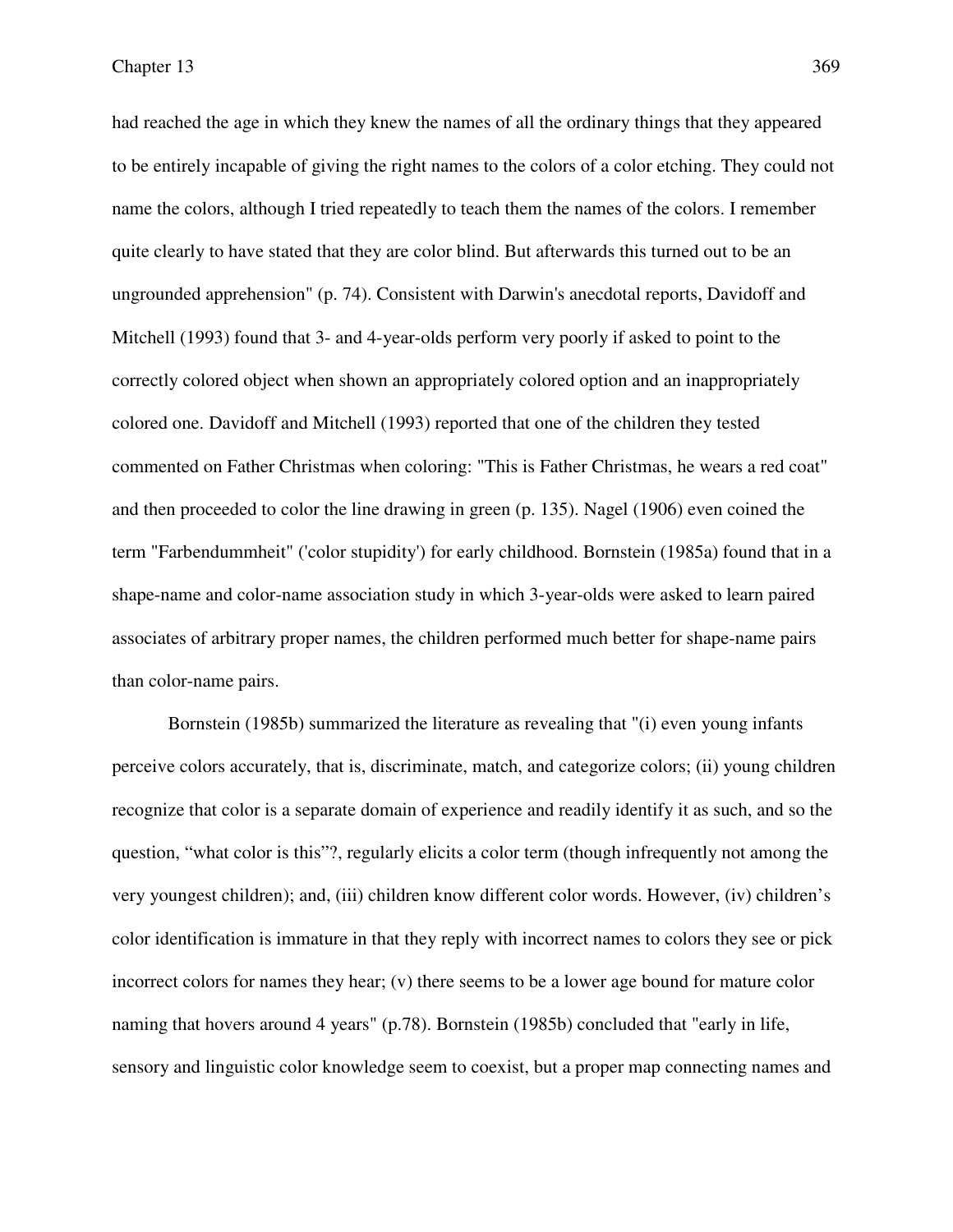had reached the age in which they knew the names of all the ordinary things that they appeared to be entirely incapable of giving the right names to the colors of a color etching. They could not name the colors, although I tried repeatedly to teach them the names of the colors. I remember quite clearly to have stated that they are color blind. But afterwards this turned out to be an ungrounded apprehension" (p. 74). Consistent with Darwin's anecdotal reports, Davidoff and Mitchell (1993) found that 3- and 4-year-olds perform very poorly if asked to point to the correctly colored object when shown an appropriately colored option and an inappropriately colored one. Davidoff and Mitchell (1993) reported that one of the children they tested commented on Father Christmas when coloring: "This is Father Christmas, he wears a red coat" and then proceeded to color the line drawing in green (p. 135). Nagel (1906) even coined the term "Farbendummheit" ('color stupidity') for early childhood. Bornstein (1985a) found that in a shape-name and color-name association study in which 3-year-olds were asked to learn paired associates of arbitrary proper names, the children performed much better for shape-name pairs than color-name pairs.

Bornstein (1985b) summarized the literature as revealing that "(i) even young infants perceive colors accurately, that is, discriminate, match, and categorize colors; (ii) young children recognize that color is a separate domain of experience and readily identify it as such, and so the question, “what color is this”?, regularly elicits a color term (though infrequently not among the very youngest children); and, (iii) children know different color words. However, (iv) children’s color identification is immature in that they reply with incorrect names to colors they see or pick incorrect colors for names they hear; (v) there seems to be a lower age bound for mature color naming that hovers around 4 years" (p.78). Bornstein (1985b) concluded that "early in life, sensory and linguistic color knowledge seem to coexist, but a proper map connecting names and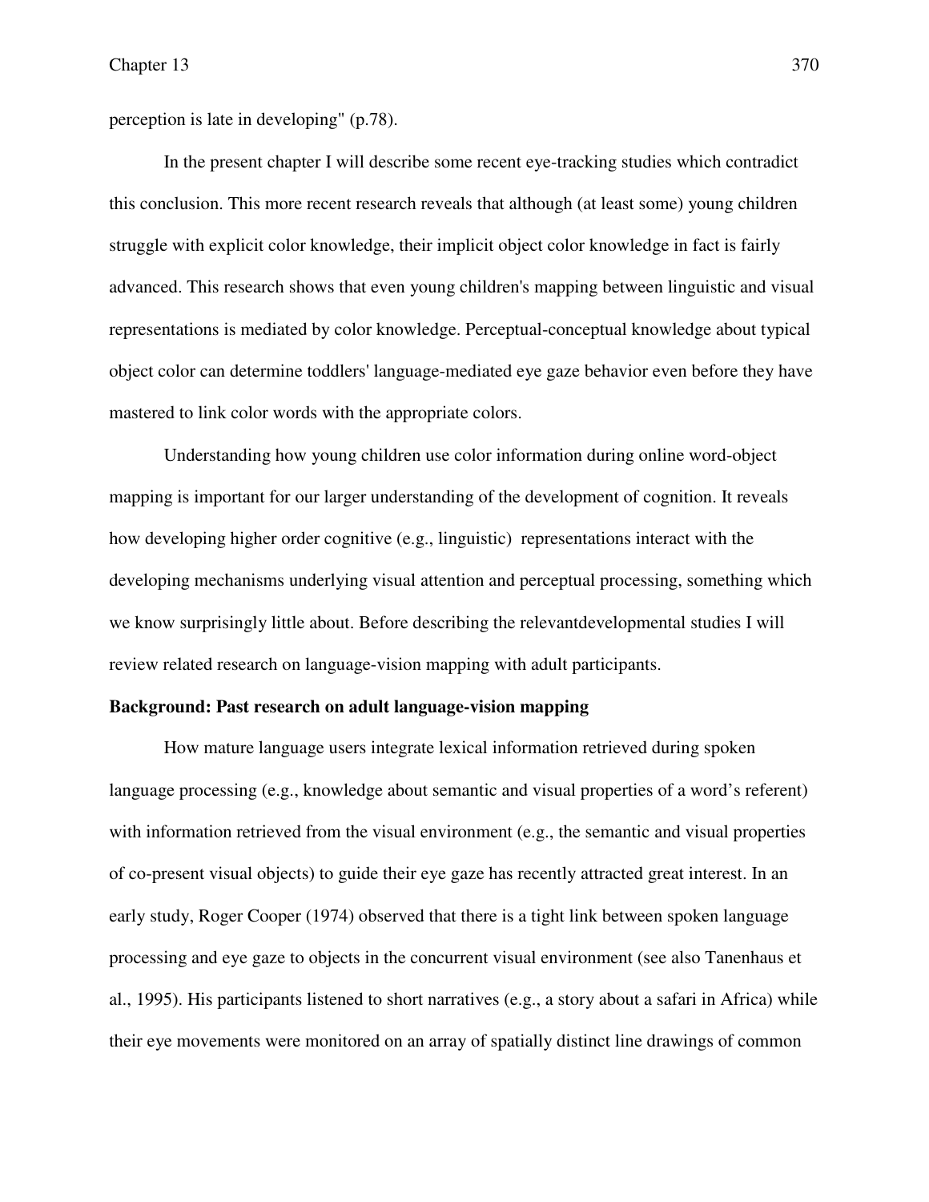perception is late in developing" (p.78).

In the present chapter I will describe some recent eye-tracking studies which contradict this conclusion. This more recent research reveals that although (at least some) young children struggle with explicit color knowledge, their implicit object color knowledge in fact is fairly advanced. This research shows that even young children's mapping between linguistic and visual representations is mediated by color knowledge. Perceptual-conceptual knowledge about typical object color can determine toddlers' language-mediated eye gaze behavior even before they have mastered to link color words with the appropriate colors.

Understanding how young children use color information during online word-object mapping is important for our larger understanding of the development of cognition. It reveals how developing higher order cognitive (e.g., linguistic) representations interact with the developing mechanisms underlying visual attention and perceptual processing, something which we know surprisingly little about. Before describing the relevantdevelopmental studies I will review related research on language-vision mapping with adult participants.

**Background: Past research on adult language-vision mapping**

How mature language users integrate lexical information retrieved during spoken language processing (e.g., knowledge about semantic and visual properties of a word's referent) with information retrieved from the visual environment (e.g., the semantic and visual properties of co-present visual objects) to guide their eye gaze has recently attracted great interest. In an early study, Roger Cooper (1974) observed that there is a tight link between spoken language processing and eye gaze to objects in the concurrent visual environment (see also Tanenhaus et al., 1995). His participants listened to short narratives (e.g., a story about a safari in Africa) while their eye movements were monitored on an array of spatially distinct line drawings of common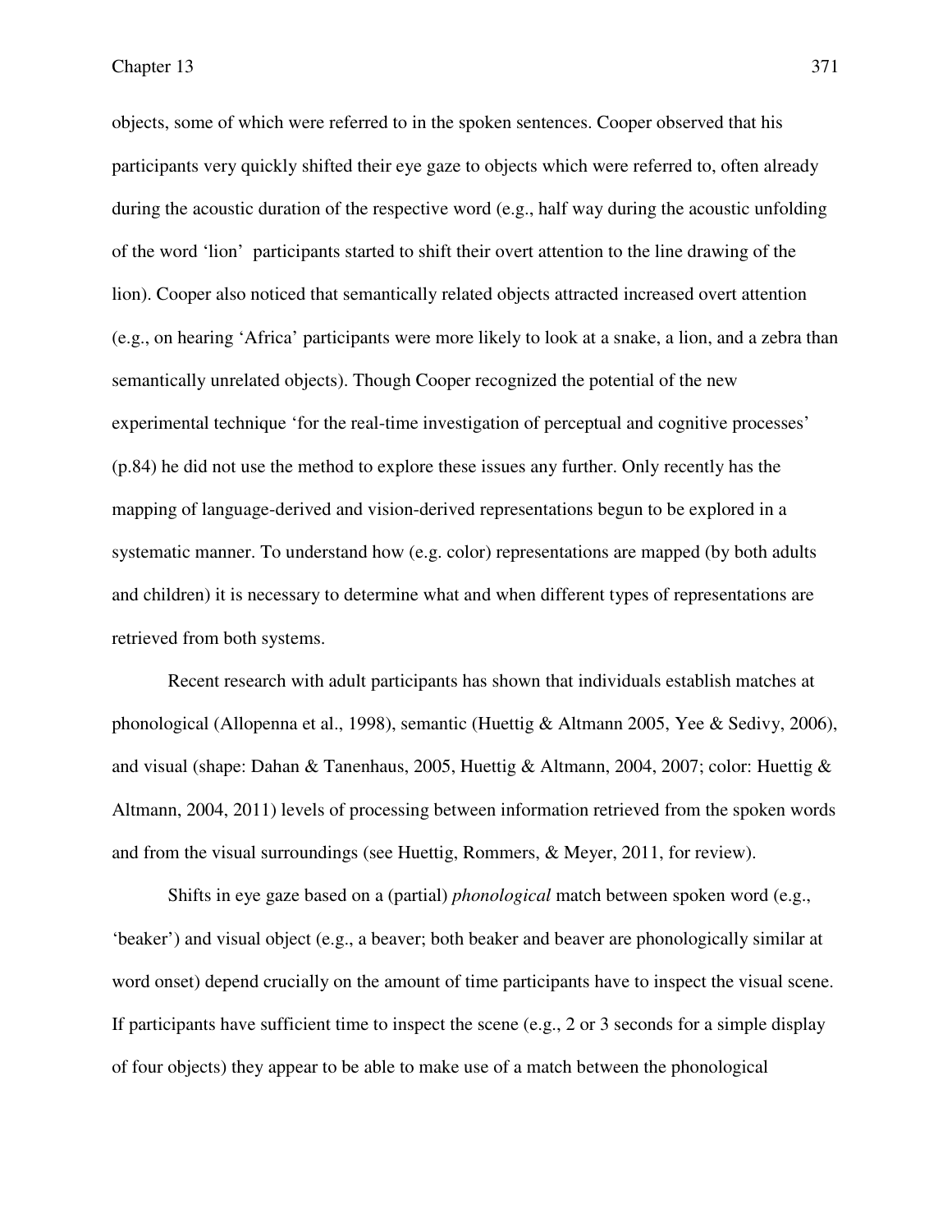objects, some of which were referred to in the spoken sentences. Cooper observed that his participants very quickly shifted their eye gaze to objects which were referred to, often already during the acoustic duration of the respective word (e.g., half way during the acoustic unfolding of the word 'lion' participants started to shift their overt attention to the line drawing of the lion). Cooper also noticed that semantically related objects attracted increased overt attention (e.g., on hearing 'Africa' participants were more likely to look at a snake, a lion, and a zebra than semantically unrelated objects). Though Cooper recognized the potential of the new experimental technique 'for the real-time investigation of perceptual and cognitive processes' (p.84) he did not use the method to explore these issues any further. Only recently has the mapping of language-derived and vision-derived representations begun to be explored in a systematic manner. To understand how (e.g. color) representations are mapped (by both adults and children) it is necessary to determine what and when different types of representations are retrieved from both systems.

Recent research with adult participants has shown that individuals establish matches at phonological (Allopenna et al., 1998), semantic (Huettig & Altmann 2005, Yee & Sedivy, 2006), and visual (shape: Dahan & Tanenhaus, 2005, Huettig & Altmann, 2004, 2007; color: Huettig & Altmann, 2004, 2011) levels of processing between information retrieved from the spoken words and from the visual surroundings (see Huettig, Rommers, & Meyer, 2011, for review).

Shifts in eye gaze based on a (partial) *phonological* match between spoken word (e.g., 'beaker') and visual object (e.g., a beaver; both beaker and beaver are phonologically similar at word onset) depend crucially on the amount of time participants have to inspect the visual scene. If participants have sufficient time to inspect the scene (e.g., 2 or 3 seconds for a simple display of four objects) they appear to be able to make use of a match between the phonological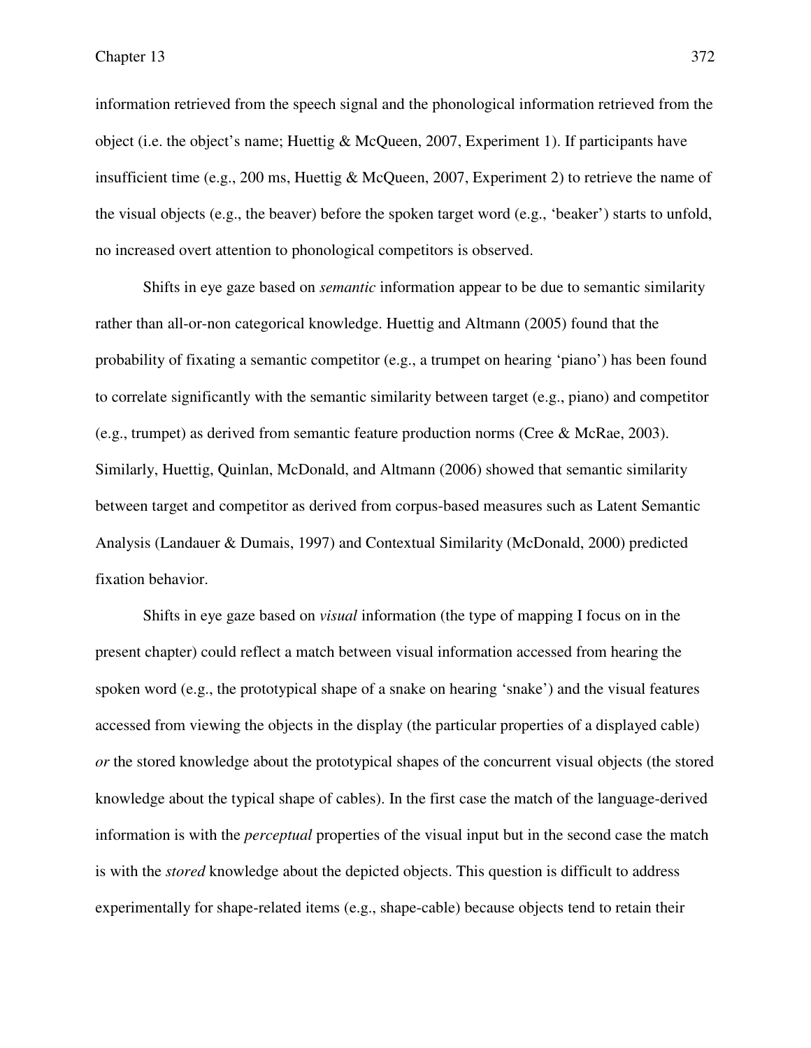information retrieved from the speech signal and the phonological information retrieved from the object (i.e. the object's name; Huettig & McQueen, 2007, Experiment 1). If participants have insufficient time (e.g., 200 ms, Huettig & McQueen, 2007, Experiment 2) to retrieve the name of the visual objects (e.g., the beaver) before the spoken target word (e.g., 'beaker') starts to unfold, no increased overt attention to phonological competitors is observed.

Shifts in eye gaze based on *semantic* information appear to be due to semantic similarity rather than all-or-non categorical knowledge. Huettig and Altmann (2005) found that the probability of fixating a semantic competitor (e.g., a trumpet on hearing 'piano') has been found to correlate significantly with the semantic similarity between target (e.g., piano) and competitor (e.g., trumpet) as derived from semantic feature production norms (Cree & McRae, 2003). Similarly, Huettig, Quinlan, McDonald, and Altmann (2006) showed that semantic similarity between target and competitor as derived from corpus-based measures such as Latent Semantic Analysis (Landauer & Dumais, 1997) and Contextual Similarity (McDonald, 2000) predicted fixation behavior.

Shifts in eye gaze based on *visual* information (the type of mapping I focus on in the present chapter) could reflect a match between visual information accessed from hearing the spoken word (e.g., the prototypical shape of a snake on hearing 'snake') and the visual features accessed from viewing the objects in the display (the particular properties of a displayed cable) *or* the stored knowledge about the prototypical shapes of the concurrent visual objects (the stored knowledge about the typical shape of cables). In the first case the match of the language-derived information is with the *perceptual* properties of the visual input but in the second case the match is with the *stored* knowledge about the depicted objects. This question is difficult to address experimentally for shape-related items (e.g., shape-cable) because objects tend to retain their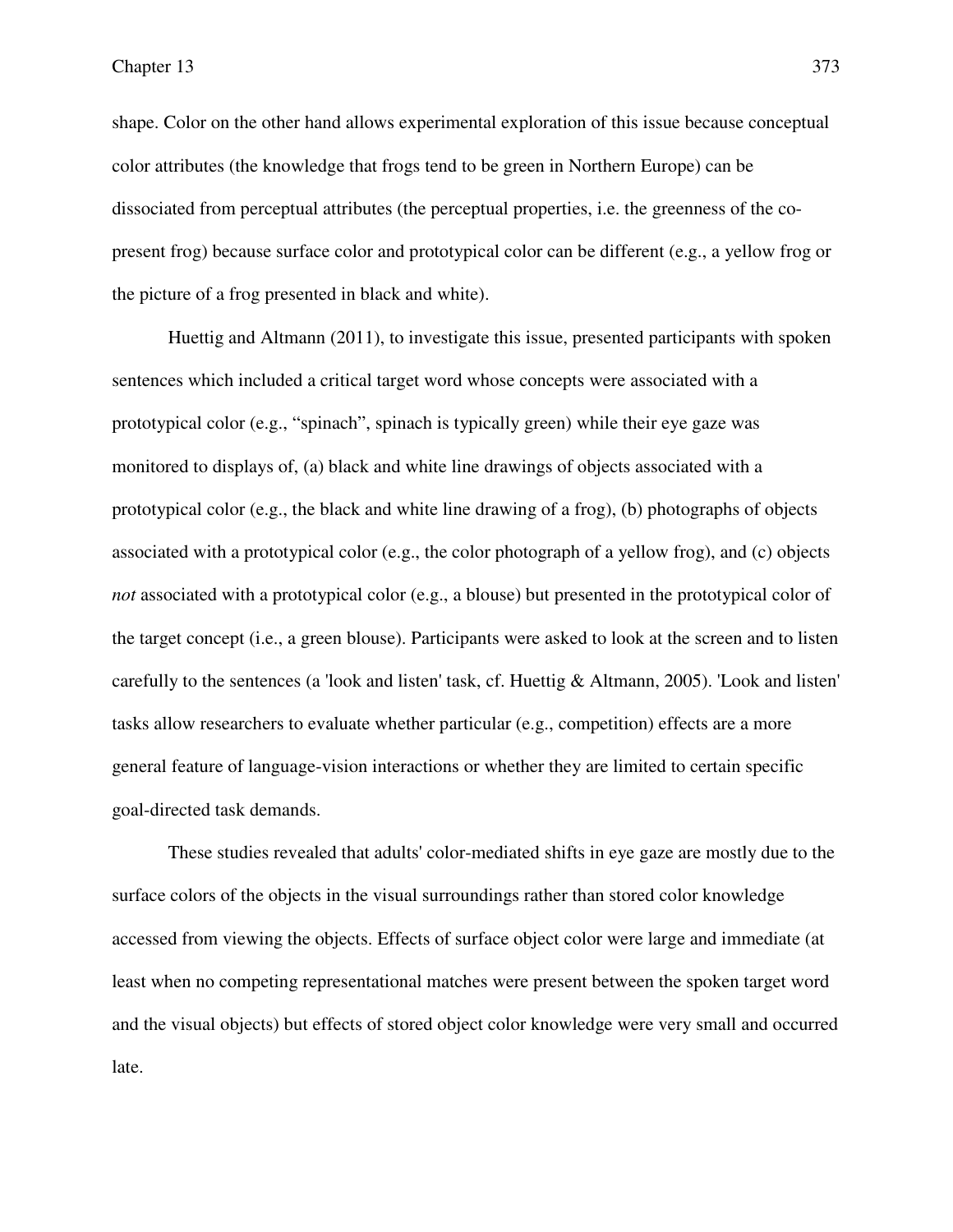shape. Color on the other hand allows experimental exploration of this issue because conceptual color attributes (the knowledge that frogs tend to be green in Northern Europe) can be dissociated from perceptual attributes (the perceptual properties, i.e. the greenness of the co-present frog) because surface color and prototypical color can be different (e.g., a yellow frog or the picture of a frog presented in black and white).

Huettig and Altmann (2011), to investigate this issue, presented participants with spoken sentences which included a critical target word whose concepts were associated with a prototypical color (e.g., "spinach", spinach is typically green) while their eye gaze was monitored to displays of, (a) black and white line drawings of objects associated with a prototypical color (e.g., the black and white line drawing of a frog), (b) photographs of objects associated with a prototypical color (e.g., the color photograph of a yellow frog), and (c) objects *not* associated with a prototypical color (e.g., a blouse) but presented in the prototypical color of the target concept (i.e., a green blouse). Participants were asked to look at the screen and to listen carefully to the sentences (a 'look and listen' task, cf. Huettig & Altmann, 2005). 'Look and listen' tasks allow researchers to evaluate whether particular (e.g., competition) effects are a more general feature of language-vision interactions or whether they are limited to certain specific goal-directed task demands.

These studies revealed that adults' color-mediated shifts in eye gaze are mostly due to the surface colors of the objects in the visual surroundings rather than stored color knowledge accessed from viewing the objects. Effects of surface object color were large and immediate (at least when no competing representational matches were present between the spoken target word and the visual objects) but effects of stored object color knowledge were very small and occurred late.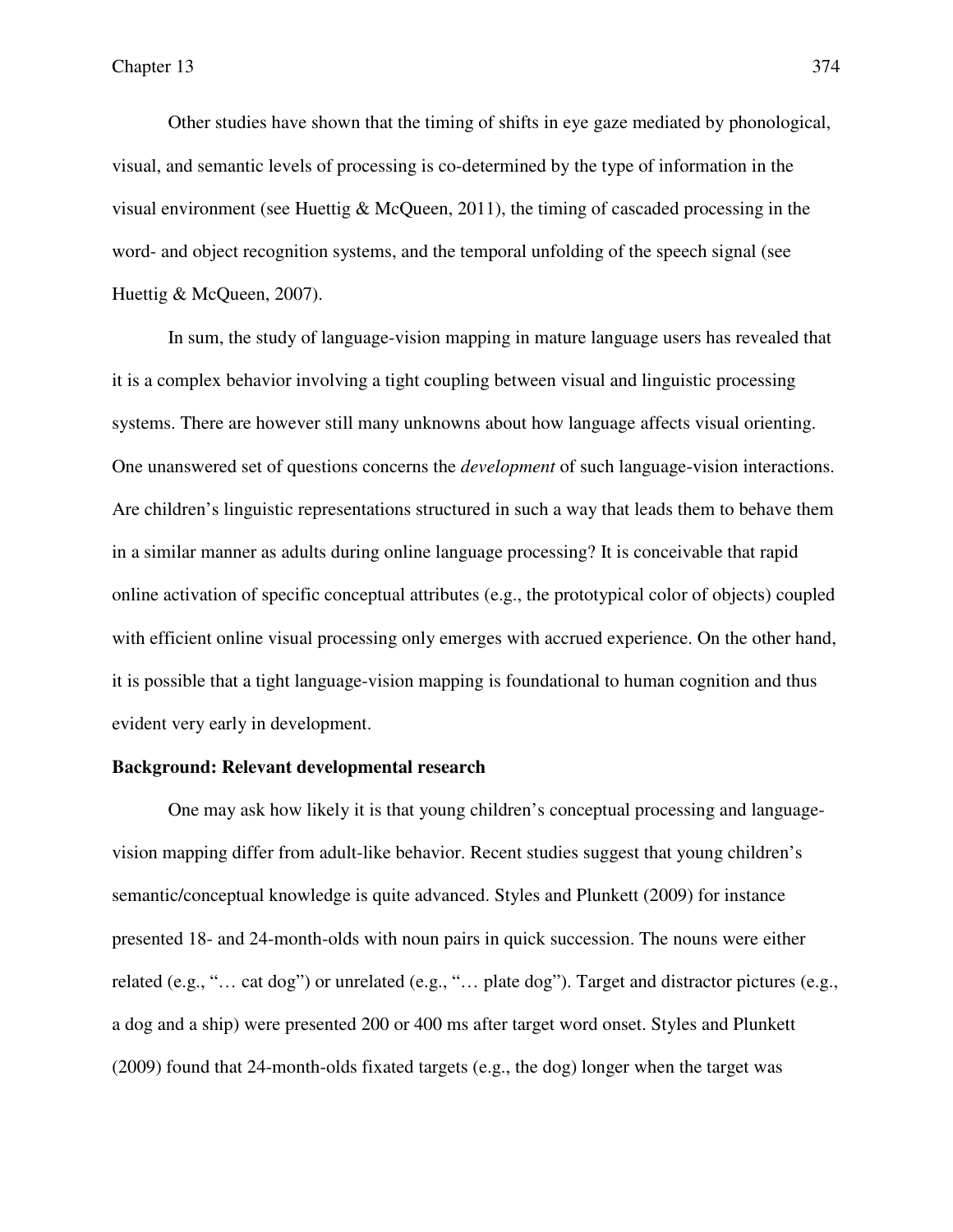Other studies have shown that the timing of shifts in eye gaze mediated by phonological, visual, and semantic levels of processing is co-determined by the type of information in the visual environment (see Huettig & McQueen, 2011), the timing of cascaded processing in the word- and object recognition systems, and the temporal unfolding of the speech signal (see Huettig & McQueen, 2007).

In sum, the study of language-vision mapping in mature language users has revealed that it is a complex behavior involving a tight coupling between visual and linguistic processing systems. There are however still many unknowns about how language affects visual orienting. One unanswered set of questions concerns the *development* of such language-vision interactions. Are children's linguistic representations structured in such a way that leads them to behave them in a similar manner as adults during online language processing? It is conceivable that rapid online activation of specific conceptual attributes (e.g., the prototypical color of objects) coupled with efficient online visual processing only emerges with accrued experience. On the other hand, it is possible that a tight language-vision mapping is foundational to human cognition and thus evident very early in development.

**Background: Relevant developmental research**

One may ask how likely it is that young children's conceptual processing and language-vision mapping differ from adult-like behavior. Recent studies suggest that young children's semantic/conceptual knowledge is quite advanced. Styles and Plunkett (2009) for instance presented 18- and 24-month-olds with noun pairs in quick succession. The nouns were either related (e.g., "… cat dog") or unrelated (e.g., "… plate dog"). Target and distractor pictures (e.g., a dog and a ship) were presented 200 or 400 ms after target word onset. Styles and Plunkett (2009) found that 24-month-olds fixated targets (e.g., the dog) longer when the target was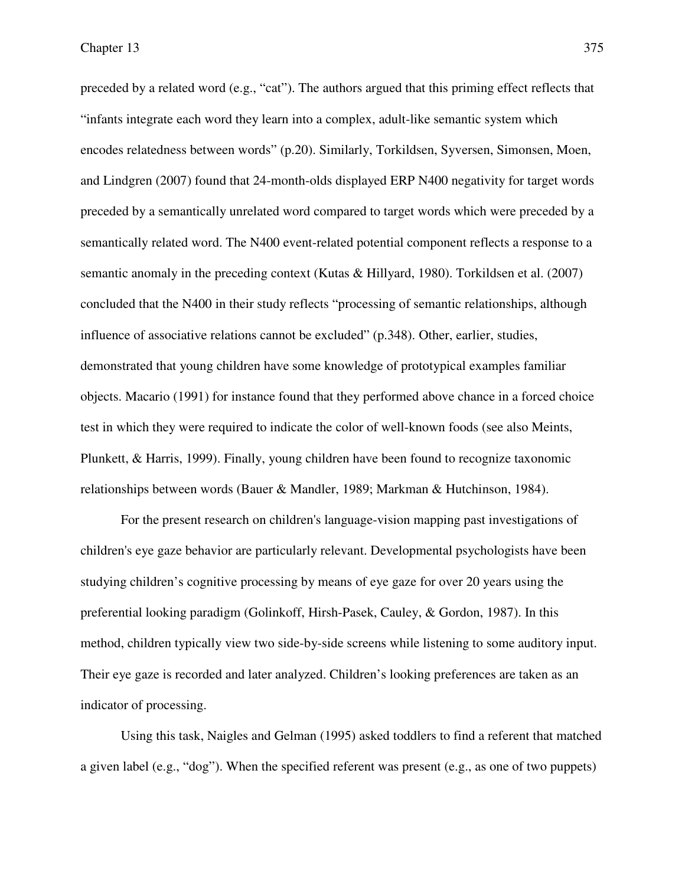preceded by a related word (e.g., "cat"). The authors argued that this priming effect reflects that "infants integrate each word they learn into a complex, adult-like semantic system which encodes relatedness between words" (p.20). Similarly, Torkildsen, Syversen, Simonsen, Moen, and Lindgren (2007) found that 24-month-olds displayed ERP N400 negativity for target words preceded by a semantically unrelated word compared to target words which were preceded by a semantically related word. The N400 event-related potential component reflects a response to a semantic anomaly in the preceding context (Kutas & Hillyard, 1980). Torkildsen et al. (2007) concluded that the N400 in their study reflects "processing of semantic relationships, although influence of associative relations cannot be excluded" (p.348). Other, earlier, studies, demonstrated that young children have some knowledge of prototypical examples familiar objects. Macario (1991) for instance found that they performed above chance in a forced choice test in which they were required to indicate the color of well-known foods (see also Meints, Plunkett, & Harris, 1999). Finally, young children have been found to recognize taxonomic relationships between words (Bauer & Mandler, 1989; Markman & Hutchinson, 1984).

For the present research on children's language-vision mapping past investigations of children's eye gaze behavior are particularly relevant. Developmental psychologists have been studying children's cognitive processing by means of eye gaze for over 20 years using the preferential looking paradigm (Golinkoff, Hirsh-Pasek, Cauley, & Gordon, 1987). In this method, children typically view two side-by-side screens while listening to some auditory input. Their eye gaze is recorded and later analyzed. Children's looking preferences are taken as an indicator of processing.

Using this task, Naigles and Gelman (1995) asked toddlers to find a referent that matched a given label (e.g., "dog"). When the specified referent was present (e.g., as one of two puppets)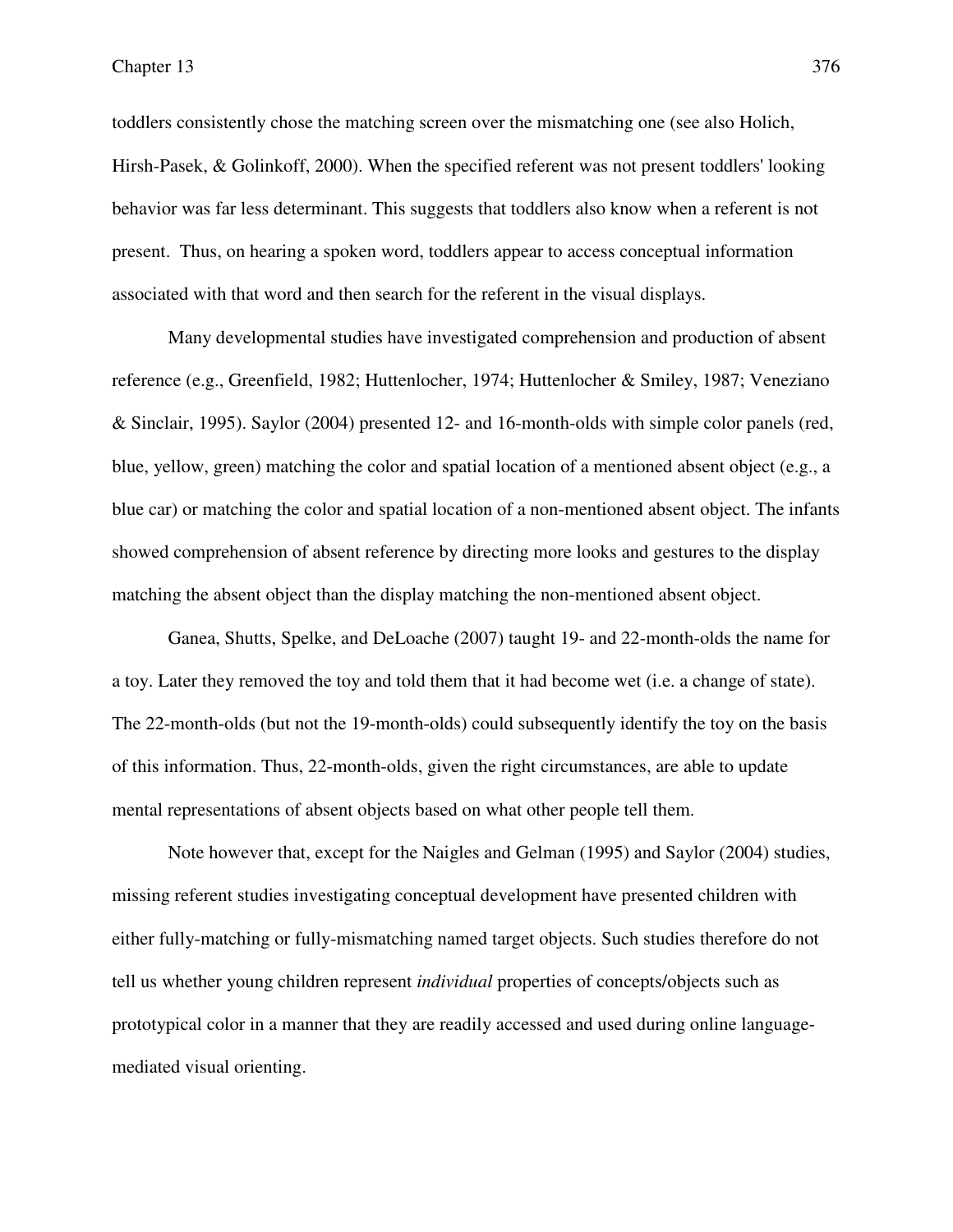toddlers consistently chose the matching screen over the mismatching one (see also Holich, Hirsh-Pasek, & Golinkoff, 2000). When the specified referent was not present toddlers' looking behavior was far less determinant. This suggests that toddlers also know when a referent is not present. Thus, on hearing a spoken word, toddlers appear to access conceptual information associated with that word and then search for the referent in the visual displays.

Many developmental studies have investigated comprehension and production of absent reference (e.g., Greenfield, 1982; Huttenlocher, 1974; Huttenlocher & Smiley, 1987; Veneziano & Sinclair, 1995). Saylor (2004) presented 12- and 16-month-olds with simple color panels (red, blue, yellow, green) matching the color and spatial location of a mentioned absent object (e.g., a blue car) or matching the color and spatial location of a non-mentioned absent object. The infants showed comprehension of absent reference by directing more looks and gestures to the display matching the absent object than the display matching the non-mentioned absent object.

Ganea, Shutts, Spelke, and DeLoache (2007) taught 19- and 22-month-olds the name for a toy. Later they removed the toy and told them that it had become wet (i.e. a change of state). The 22-month-olds (but not the 19-month-olds) could subsequently identify the toy on the basis of this information. Thus, 22-month-olds, given the right circumstances, are able to update mental representations of absent objects based on what other people tell them.

Note however that, except for the Naigles and Gelman (1995) and Saylor (2004) studies, missing referent studies investigating conceptual development have presented children with either fully-matching or fully-mismatching named target objects. Such studies therefore do not tell us whether young children represent *individual* properties of concepts/objects such as prototypical color in a manner that they are readily accessed and used during online language-mediated visual orienting.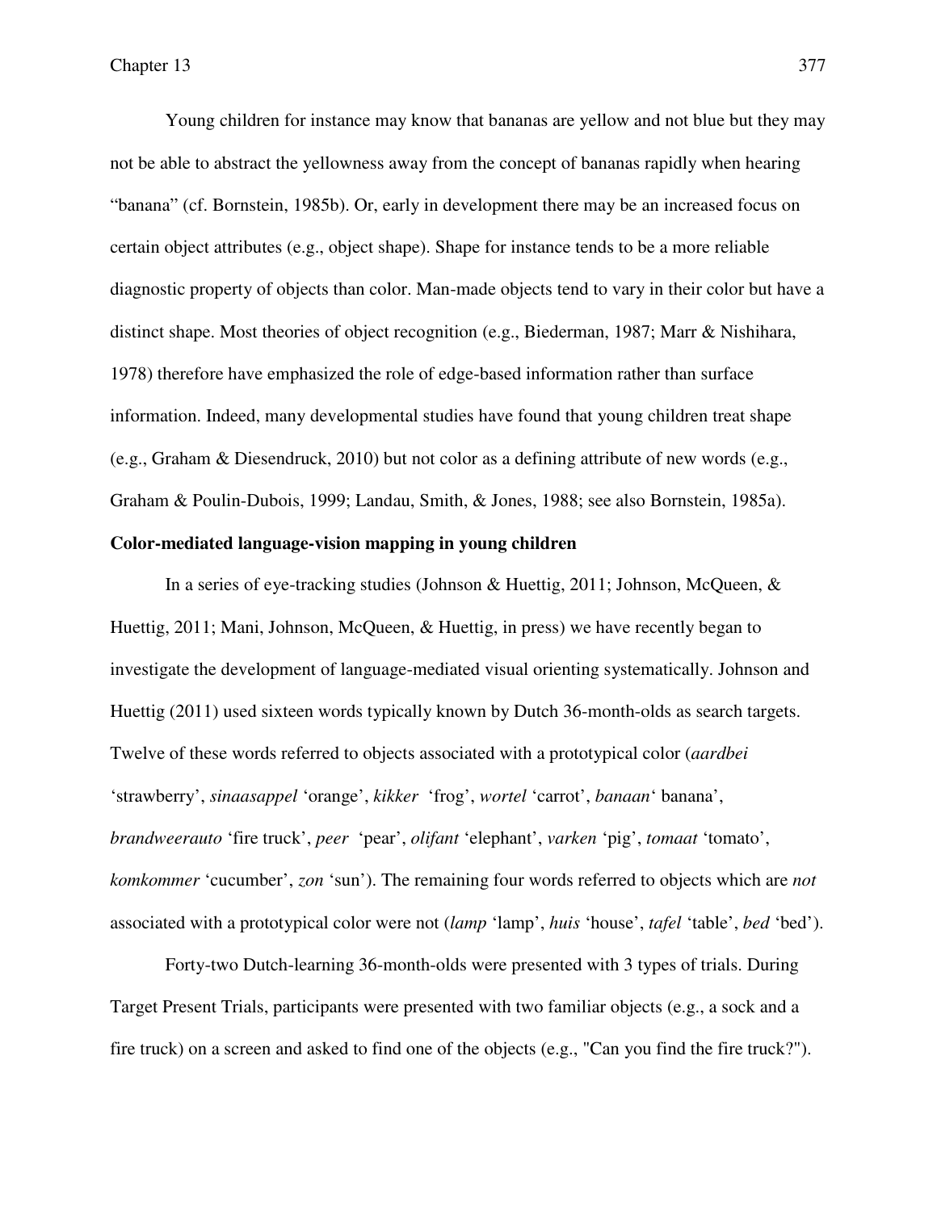Young children for instance may know that bananas are yellow and not blue but they may not be able to abstract the yellowness away from the concept of bananas rapidly when hearing "banana" (cf. Bornstein, 1985b). Or, early in development there may be an increased focus on certain object attributes (e.g., object shape). Shape for instance tends to be a more reliable diagnostic property of objects than color. Man-made objects tend to vary in their color but have a distinct shape. Most theories of object recognition (e.g., Biederman, 1987; Marr & Nishihara, 1978) therefore have emphasized the role of edge-based information rather than surface information. Indeed, many developmental studies have found that young children treat shape (e.g., Graham & Diesendruck, 2010) but not color as a defining attribute of new words (e.g., Graham & Poulin-Dubois, 1999; Landau, Smith, & Jones, 1988; see also Bornstein, 1985a).

**Color-mediated language-vision mapping in young children**

In a series of eye-tracking studies (Johnson & Huettig, 2011; Johnson, McQueen, & Huettig, 2011; Mani, Johnson, McQueen, & Huettig, in press) we have recently began to investigate the development of language-mediated visual orienting systematically. Johnson and Huettig (2011) used sixteen words typically known by Dutch 36-month-olds as search targets. Twelve of these words referred to objects associated with a prototypical color (*aardbei* 'strawberry', *sinaasappel* 'orange', *kikker* 'frog', *wortel* 'carrot', *banaan*' banana', *brandweerauto* 'fire truck', *peer* 'pear', *olifant* 'elephant', *varken* 'pig', *tomaat* 'tomato', *komkommer* 'cucumber', *zon* 'sun'). The remaining four words referred to objects which are *not* associated with a prototypical color were not (*lamp* 'lamp', *huis* 'house', *tafel* 'table', *bed* 'bed').

Forty-two Dutch-learning 36-month-olds were presented with 3 types of trials. During Target Present Trials, participants were presented with two familiar objects (e.g., a sock and a fire truck) on a screen and asked to find one of the objects (e.g., "Can you find the fire truck?").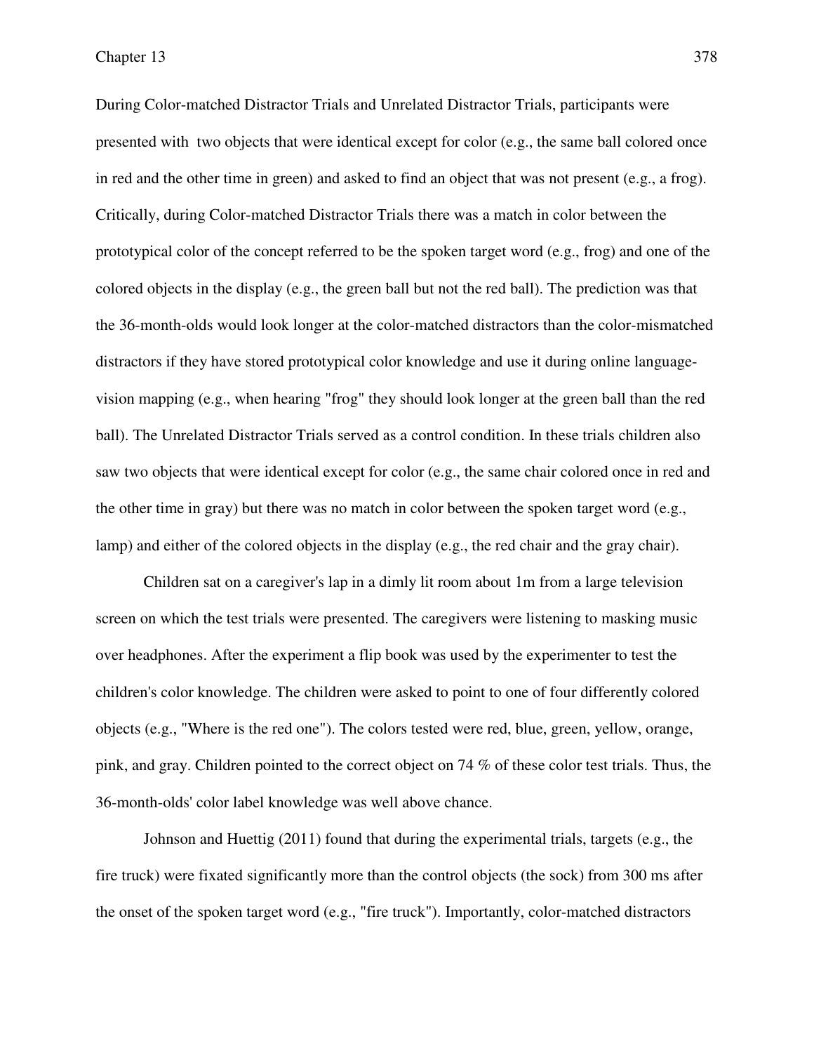During Color-matched Distractor Trials and Unrelated Distractor Trials, participants were presented with two objects that were identical except for color (e.g., the same ball colored once in red and the other time in green) and asked to find an object that was not present (e.g., a frog). Critically, during Color-matched Distractor Trials there was a match in color between the prototypical color of the concept referred to be the spoken target word (e.g., frog) and one of the colored objects in the display (e.g., the green ball but not the red ball). The prediction was that the 36-month-olds would look longer at the color-matched distractors than the color-mismatched distractors if they have stored prototypical color knowledge and use it during online language-vision mapping (e.g., when hearing "frog" they should look longer at the green ball than the red ball). The Unrelated Distractor Trials served as a control condition. In these trials children also saw two objects that were identical except for color (e.g., the same chair colored once in red and the other time in gray) but there was no match in color between the spoken target word (e.g., lamp) and either of the colored objects in the display (e.g., the red chair and the gray chair).

Children sat on a caregiver's lap in a dimly lit room about 1m from a large television screen on which the test trials were presented. The caregivers were listening to masking music over headphones. After the experiment a flip book was used by the experimenter to test the children's color knowledge. The children were asked to point to one of four differently colored objects (e.g., "Where is the red one"). The colors tested were red, blue, green, yellow, orange, pink, and gray. Children pointed to the correct object on 74 % of these color test trials. Thus, the 36-month-olds' color label knowledge was well above chance.

Johnson and Huettig (2011) found that during the experimental trials, targets (e.g., the fire truck) were fixated significantly more than the control objects (the sock) from 300 ms after the onset of the spoken target word (e.g., "fire truck"). Importantly, color-matched distractors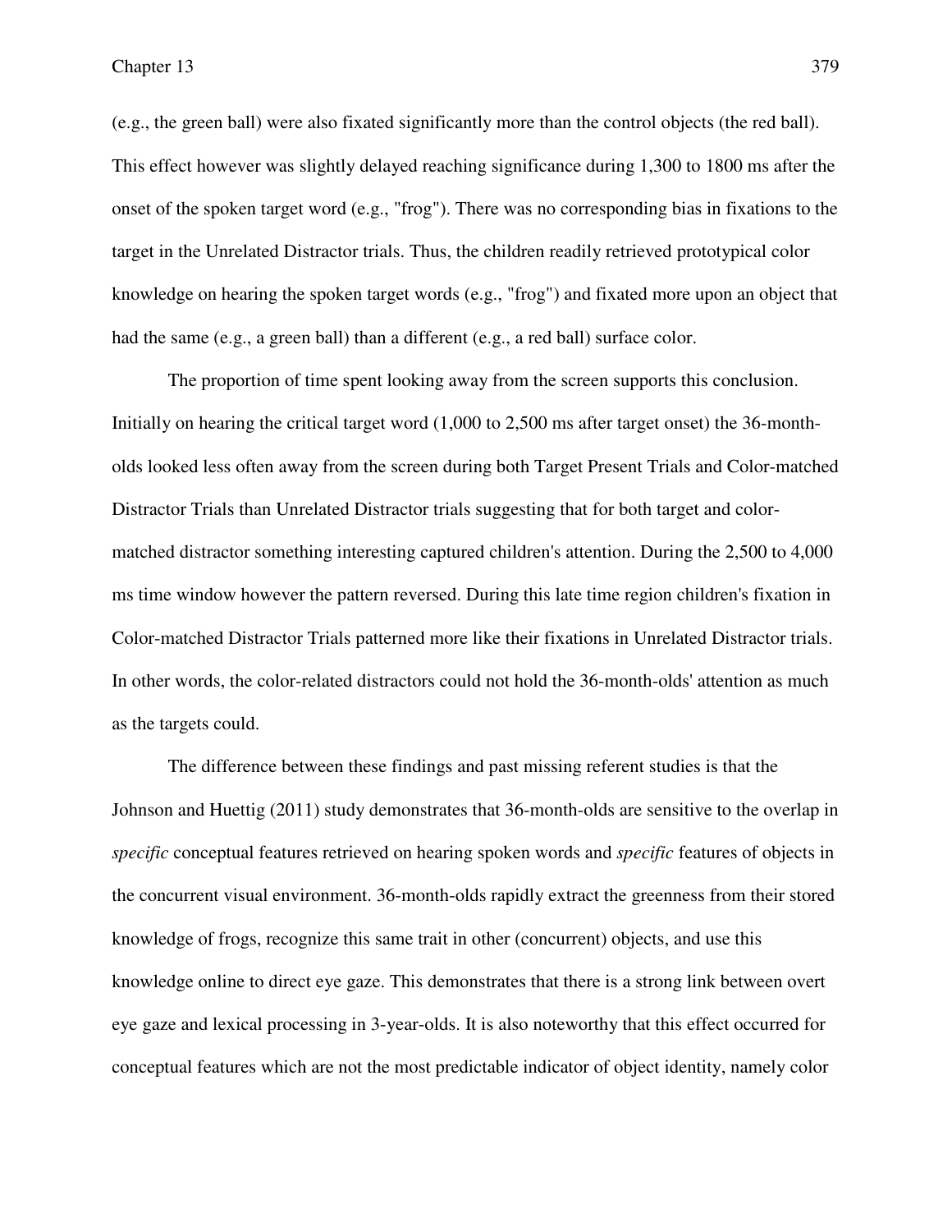(e.g., the green ball) were also fixated significantly more than the control objects (the red ball). This effect however was slightly delayed reaching significance during 1,300 to 1800 ms after the onset of the spoken target word (e.g., "frog"). There was no corresponding bias in fixations to the target in the Unrelated Distractor trials. Thus, the children readily retrieved prototypical color knowledge on hearing the spoken target words (e.g., "frog") and fixated more upon an object that had the same (e.g., a green ball) than a different (e.g., a red ball) surface color.

The proportion of time spent looking away from the screen supports this conclusion. Initially on hearing the critical target word (1,000 to 2,500 ms after target onset) the 36-month-olds looked less often away from the screen during both Target Present Trials and Color-matched Distractor Trials than Unrelated Distractor trials suggesting that for both target and color-matched distractor something interesting captured children's attention. During the 2,500 to 4,000 ms time window however the pattern reversed. During this late time region children's fixation in Color-matched Distractor Trials patterned more like their fixations in Unrelated Distractor trials. In other words, the color-related distractors could not hold the 36-month-olds' attention as much as the targets could.

The difference between these findings and past missing referent studies is that the Johnson and Huettig (2011) study demonstrates that 36-month-olds are sensitive to the overlap in *specific* conceptual features retrieved on hearing spoken words and *specific* features of objects in the concurrent visual environment. 36-month-olds rapidly extract the greenness from their stored knowledge of frogs, recognize this same trait in other (concurrent) objects, and use this knowledge online to direct eye gaze. This demonstrates that there is a strong link between overt eye gaze and lexical processing in 3-year-olds. It is also noteworthy that this effect occurred for conceptual features which are not the most predictable indicator of object identity, namely color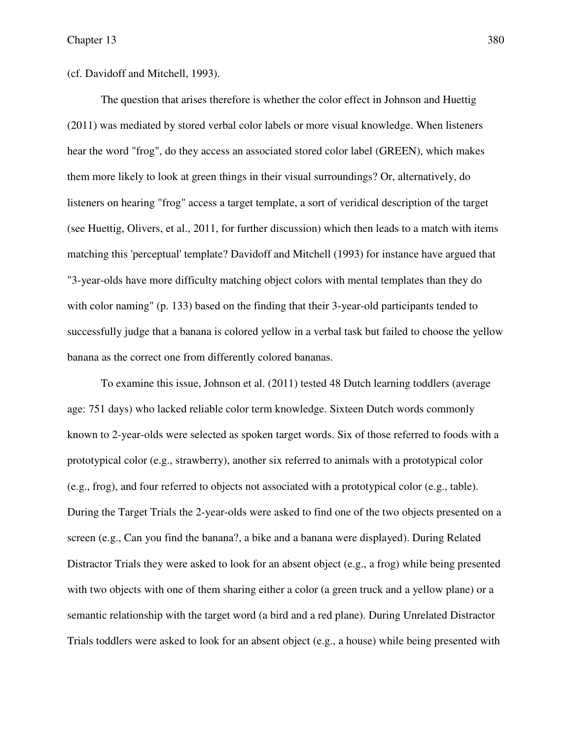(cf. Davidoff and Mitchell, 1993).

The question that arises therefore is whether the color effect in Johnson and Huettig (2011) was mediated by stored verbal color labels or more visual knowledge. When listeners hear the word "frog", do they access an associated stored color label (GREEN), which makes them more likely to look at green things in their visual surroundings? Or, alternatively, do listeners on hearing "frog" access a target template, a sort of veridical description of the target (see Huettig, Olivers, et al., 2011, for further discussion) which then leads to a match with items matching this 'perceptual' template? Davidoff and Mitchell (1993) for instance have argued that "3-year-olds have more difficulty matching object colors with mental templates than they do with color naming" (p. 133) based on the finding that their 3-year-old participants tended to successfully judge that a banana is colored yellow in a verbal task but failed to choose the yellow banana as the correct one from differently colored bananas.

To examine this issue, Johnson et al. (2011) tested 48 Dutch learning toddlers (average age: 751 days) who lacked reliable color term knowledge. Sixteen Dutch words commonly known to 2-year-olds were selected as spoken target words. Six of those referred to foods with a prototypical color (e.g., strawberry), another six referred to animals with a prototypical color (e.g., frog), and four referred to objects not associated with a prototypical color (e.g., table). During the Target Trials the 2-year-olds were asked to find one of the two objects presented on a screen (e.g., Can you find the banana?, a bike and a banana were displayed). During Related Distractor Trials they were asked to look for an absent object (e.g., a frog) while being presented with two objects with one of them sharing either a color (a green truck and a yellow plane) or a semantic relationship with the target word (a bird and a red plane). During Unrelated Distractor Trials toddlers were asked to look for an absent object (e.g., a house) while being presented with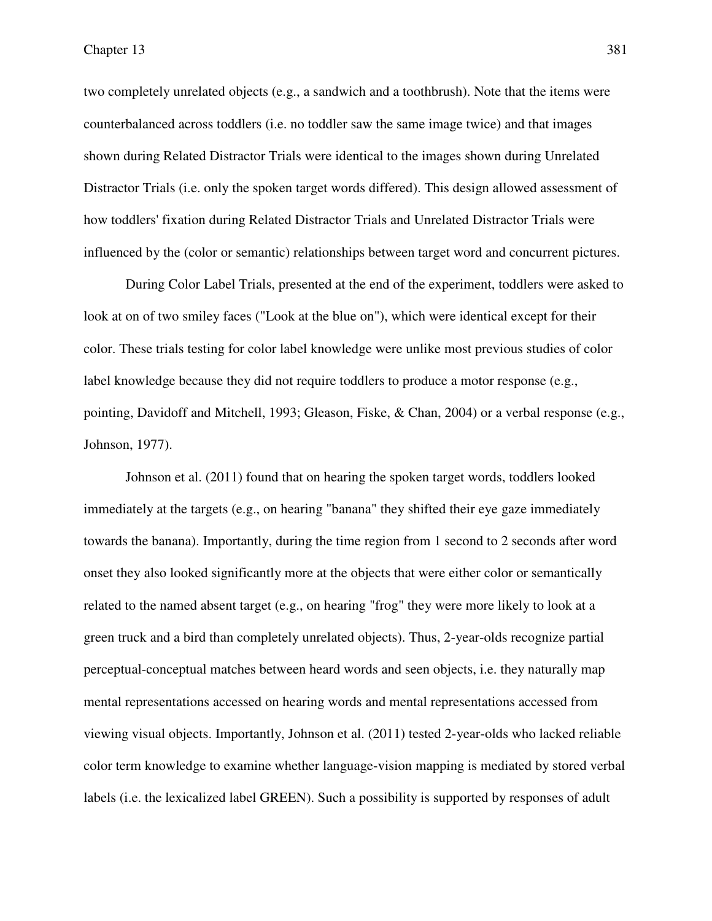two completely unrelated objects (e.g., a sandwich and a toothbrush). Note that the items were counterbalanced across toddlers (i.e. no toddler saw the same image twice) and that images shown during Related Distractor Trials were identical to the images shown during Unrelated Distractor Trials (i.e. only the spoken target words differed). This design allowed assessment of how toddlers' fixation during Related Distractor Trials and Unrelated Distractor Trials were influenced by the (color or semantic) relationships between target word and concurrent pictures.

During Color Label Trials, presented at the end of the experiment, toddlers were asked to look at on of two smiley faces ("Look at the blue on"), which were identical except for their color. These trials testing for color label knowledge were unlike most previous studies of color label knowledge because they did not require toddlers to produce a motor response (e.g., pointing, Davidoff and Mitchell, 1993; Gleason, Fiske, & Chan, 2004) or a verbal response (e.g., Johnson, 1977).

Johnson et al. (2011) found that on hearing the spoken target words, toddlers looked immediately at the targets (e.g., on hearing "banana" they shifted their eye gaze immediately towards the banana). Importantly, during the time region from 1 second to 2 seconds after word onset they also looked significantly more at the objects that were either color or semantically related to the named absent target (e.g., on hearing "frog" they were more likely to look at a green truck and a bird than completely unrelated objects). Thus, 2-year-olds recognize partial perceptual-conceptual matches between heard words and seen objects, i.e. they naturally map mental representations accessed on hearing words and mental representations accessed from viewing visual objects. Importantly, Johnson et al. (2011) tested 2-year-olds who lacked reliable color term knowledge to examine whether language-vision mapping is mediated by stored verbal labels (i.e. the lexicalized label GREEN). Such a possibility is supported by responses of adult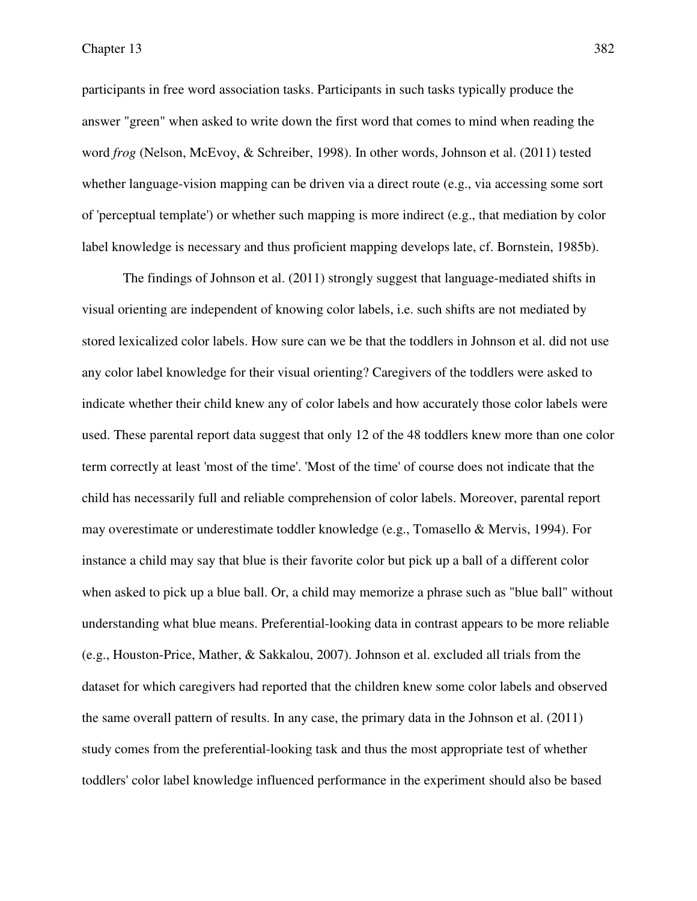participants in free word association tasks. Participants in such tasks typically produce the answer "green" when asked to write down the first word that comes to mind when reading the word *frog* (Nelson, McEvoy, & Schreiber, 1998). In other words, Johnson et al. (2011) tested whether language-vision mapping can be driven via a direct route (e.g., via accessing some sort of 'perceptual template') or whether such mapping is more indirect (e.g., that mediation by color label knowledge is necessary and thus proficient mapping develops late, cf. Bornstein, 1985b).

The findings of Johnson et al. (2011) strongly suggest that language-mediated shifts in visual orienting are independent of knowing color labels, i.e. such shifts are not mediated by stored lexicalized color labels. How sure can we be that the toddlers in Johnson et al. did not use any color label knowledge for their visual orienting? Caregivers of the toddlers were asked to indicate whether their child knew any of color labels and how accurately those color labels were used. These parental report data suggest that only 12 of the 48 toddlers knew more than one color term correctly at least 'most of the time'. 'Most of the time' of course does not indicate that the child has necessarily full and reliable comprehension of color labels. Moreover, parental report may overestimate or underestimate toddler knowledge (e.g., Tomasello & Mervis, 1994). For instance a child may say that blue is their favorite color but pick up a ball of a different color when asked to pick up a blue ball. Or, a child may memorize a phrase such as "blue ball" without understanding what blue means. Preferential-looking data in contrast appears to be more reliable (e.g., Houston-Price, Mather, & Sakkalou, 2007). Johnson et al. excluded all trials from the dataset for which caregivers had reported that the children knew some color labels and observed the same overall pattern of results. In any case, the primary data in the Johnson et al. (2011) study comes from the preferential-looking task and thus the most appropriate test of whether toddlers' color label knowledge influenced performance in the experiment should also be based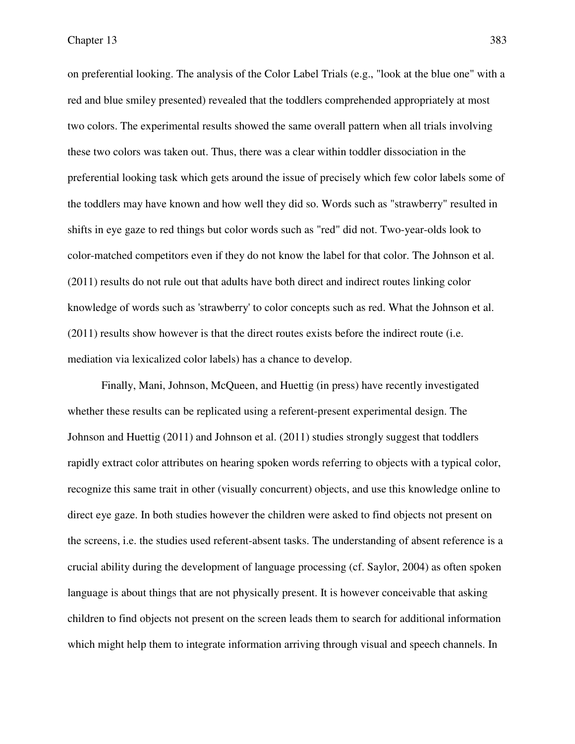on preferential looking. The analysis of the Color Label Trials (e.g., "look at the blue one" with a red and blue smiley presented) revealed that the toddlers comprehended appropriately at most two colors. The experimental results showed the same overall pattern when all trials involving these two colors was taken out. Thus, there was a clear within toddler dissociation in the preferential looking task which gets around the issue of precisely which few color labels some of the toddlers may have known and how well they did so. Words such as "strawberry" resulted in shifts in eye gaze to red things but color words such as "red" did not. Two-year-olds look to color-matched competitors even if they do not know the label for that color. The Johnson et al. (2011) results do not rule out that adults have both direct and indirect routes linking color knowledge of words such as 'strawberry' to color concepts such as red. What the Johnson et al. (2011) results show however is that the direct routes exists before the indirect route (i.e. mediation via lexicalized color labels) has a chance to develop.

Finally, Mani, Johnson, McQueen, and Huettig (in press) have recently investigated whether these results can be replicated using a referent-present experimental design. The Johnson and Huettig (2011) and Johnson et al. (2011) studies strongly suggest that toddlers rapidly extract color attributes on hearing spoken words referring to objects with a typical color, recognize this same trait in other (visually concurrent) objects, and use this knowledge online to direct eye gaze. In both studies however the children were asked to find objects not present on the screens, i.e. the studies used referent-absent tasks. The understanding of absent reference is a crucial ability during the development of language processing (cf. Saylor, 2004) as often spoken language is about things that are not physically present. It is however conceivable that asking children to find objects not present on the screen leads them to search for additional information which might help them to integrate information arriving through visual and speech channels. In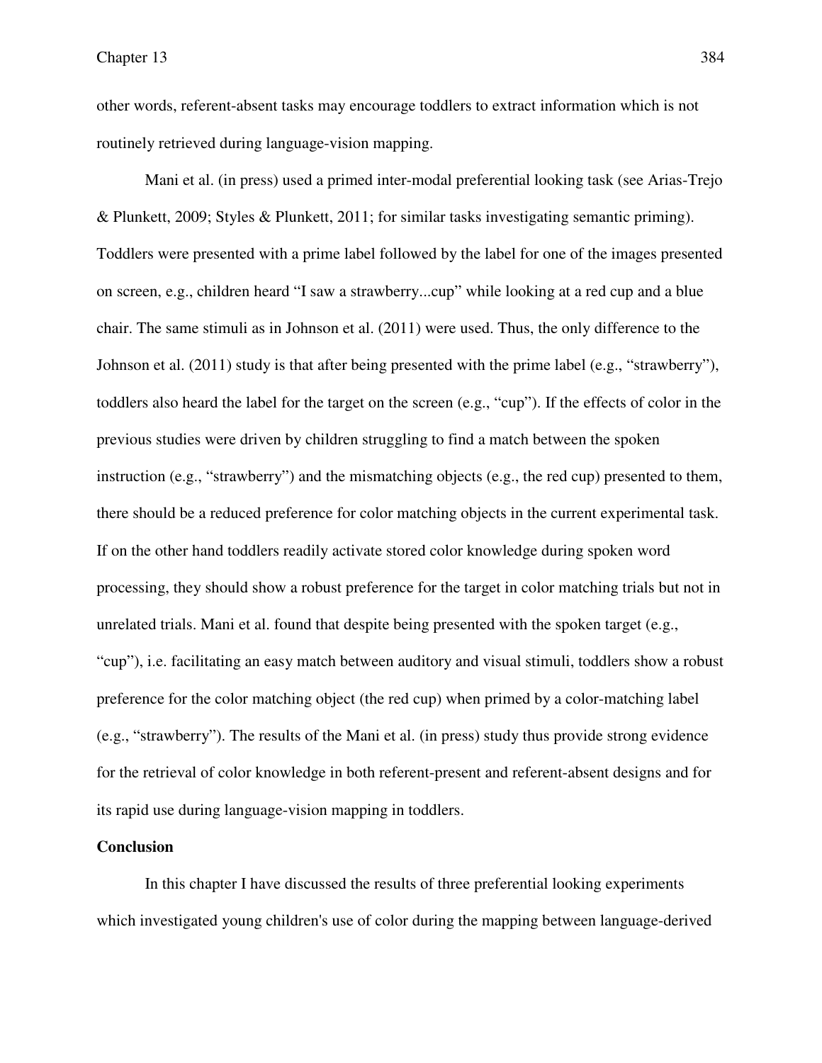other words, referent-absent tasks may encourage toddlers to extract information which is not routinely retrieved during language-vision mapping.

Mani et al. (in press) used a primed inter-modal preferential looking task (see Arias-Trejo & Plunkett, 2009; Styles & Plunkett, 2011; for similar tasks investigating semantic priming). Toddlers were presented with a prime label followed by the label for one of the images presented on screen, e.g., children heard "I saw a strawberry...cup" while looking at a red cup and a blue chair. The same stimuli as in Johnson et al. (2011) were used. Thus, the only difference to the Johnson et al. (2011) study is that after being presented with the prime label (e.g., "strawberry"), toddlers also heard the label for the target on the screen (e.g., "cup"). If the effects of color in the previous studies were driven by children struggling to find a match between the spoken instruction (e.g., "strawberry") and the mismatching objects (e.g., the red cup) presented to them, there should be a reduced preference for color matching objects in the current experimental task. If on the other hand toddlers readily activate stored color knowledge during spoken word processing, they should show a robust preference for the target in color matching trials but not in unrelated trials. Mani et al. found that despite being presented with the spoken target (e.g., "cup"), i.e. facilitating an easy match between auditory and visual stimuli, toddlers show a robust preference for the color matching object (the red cup) when primed by a color-matching label (e.g., "strawberry"). The results of the Mani et al. (in press) study thus provide strong evidence for the retrieval of color knowledge in both referent-present and referent-absent designs and for its rapid use during language-vision mapping in toddlers.

**Conclusion**

In this chapter I have discussed the results of three preferential looking experiments which investigated young children's use of color during the mapping between language-derived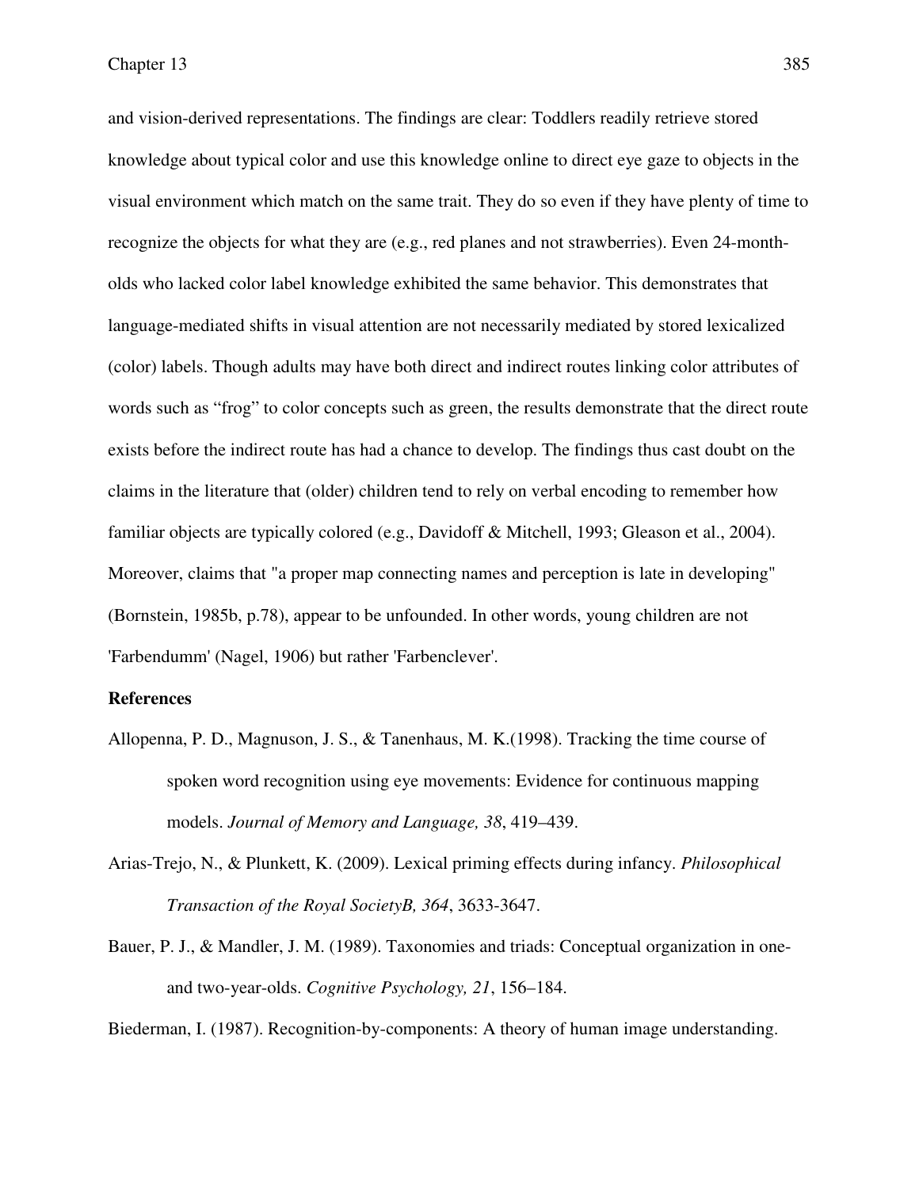and vision-derived representations. The findings are clear: Toddlers readily retrieve stored knowledge about typical color and use this knowledge online to direct eye gaze to objects in the visual environment which match on the same trait. They do so even if they have plenty of time to recognize the objects for what they are (e.g., red planes and not strawberries). Even 24-month-olds who lacked color label knowledge exhibited the same behavior. This demonstrates that language-mediated shifts in visual attention are not necessarily mediated by stored lexicalized (color) labels. Though adults may have both direct and indirect routes linking color attributes of words such as "frog" to color concepts such as green, the results demonstrate that the direct route exists before the indirect route has had a chance to develop. The findings thus cast doubt on the claims in the literature that (older) children tend to rely on verbal encoding to remember how familiar objects are typically colored (e.g., Davidoff & Mitchell, 1993; Gleason et al., 2004). Moreover, claims that "a proper map connecting names and perception is late in developing" (Bornstein, 1985b, p.78), appear to be unfounded. In other words, young children are not 'Farbendumm' (Nagel, 1906) but rather 'Farbenclever'.

**References**

Allopenna, P. D., Magnuson, J. S., & Tanenhaus, M. K.(1998). Tracking the time course of spoken word recognition using eye movements: Evidence for continuous mapping models. *Journal of Memory and Language, 38*, 419–439.

Arias-Trejo, N., & Plunkett, K. (2009). Lexical priming effects during infancy. *Philosophical Transaction of the Royal SocietyB, 364*, 3633-3647.

Bauer, P. J., & Mandler, J. M. (1989). Taxonomies and triads: Conceptual organization in one- and two-year-olds. *Cognitive Psychology, 21*, 156–184.

Biederman, I. (1987). Recognition-by-components: A theory of human image understanding.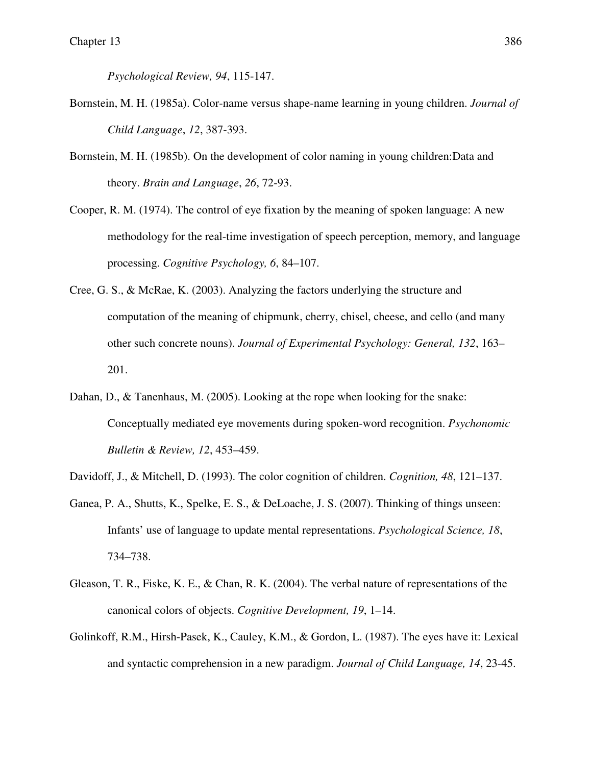*Psychological Review, 94*, 115-147.

Bornstein, M. H. (1985a). Color-name versus shape-name learning in young children. *Journal of Child Language*, *12*, 387-393.

Bornstein, M. H. (1985b). On the development of color naming in young children:Data and theory. *Brain and Language*, *26*, 72-93.

Cooper, R. M. (1974). The control of eye fixation by the meaning of spoken language: A new methodology for the real-time investigation of speech perception, memory, and language processing. *Cognitive Psychology, 6*, 84–107.

Cree, G. S., & McRae, K. (2003). Analyzing the factors underlying the structure and computation of the meaning of chipmunk, cherry, chisel, cheese, and cello (and many other such concrete nouns). *Journal of Experimental Psychology: General, 132*, 163–201.

Dahan, D., & Tanenhaus, M. (2005). Looking at the rope when looking for the snake: Conceptually mediated eye movements during spoken-word recognition. *Psychonomic Bulletin & Review, 12*, 453–459.

Davidoff, J., & Mitchell, D. (1993). The color cognition of children. *Cognition, 48*, 121–137.

Ganea, P. A., Shutts, K., Spelke, E. S., & DeLoache, J. S. (2007). Thinking of things unseen: Infants' use of language to update mental representations. *Psychological Science, 18*, 734–738.

Gleason, T. R., Fiske, K. E., & Chan, R. K. (2004). The verbal nature of representations of the canonical colors of objects. *Cognitive Development, 19*, 1–14.

Golinkoff, R.M., Hirsh-Pasek, K., Cauley, K.M., & Gordon, L. (1987). The eyes have it: Lexical and syntactic comprehension in a new paradigm. *Journal of Child Language, 14*, 23-45.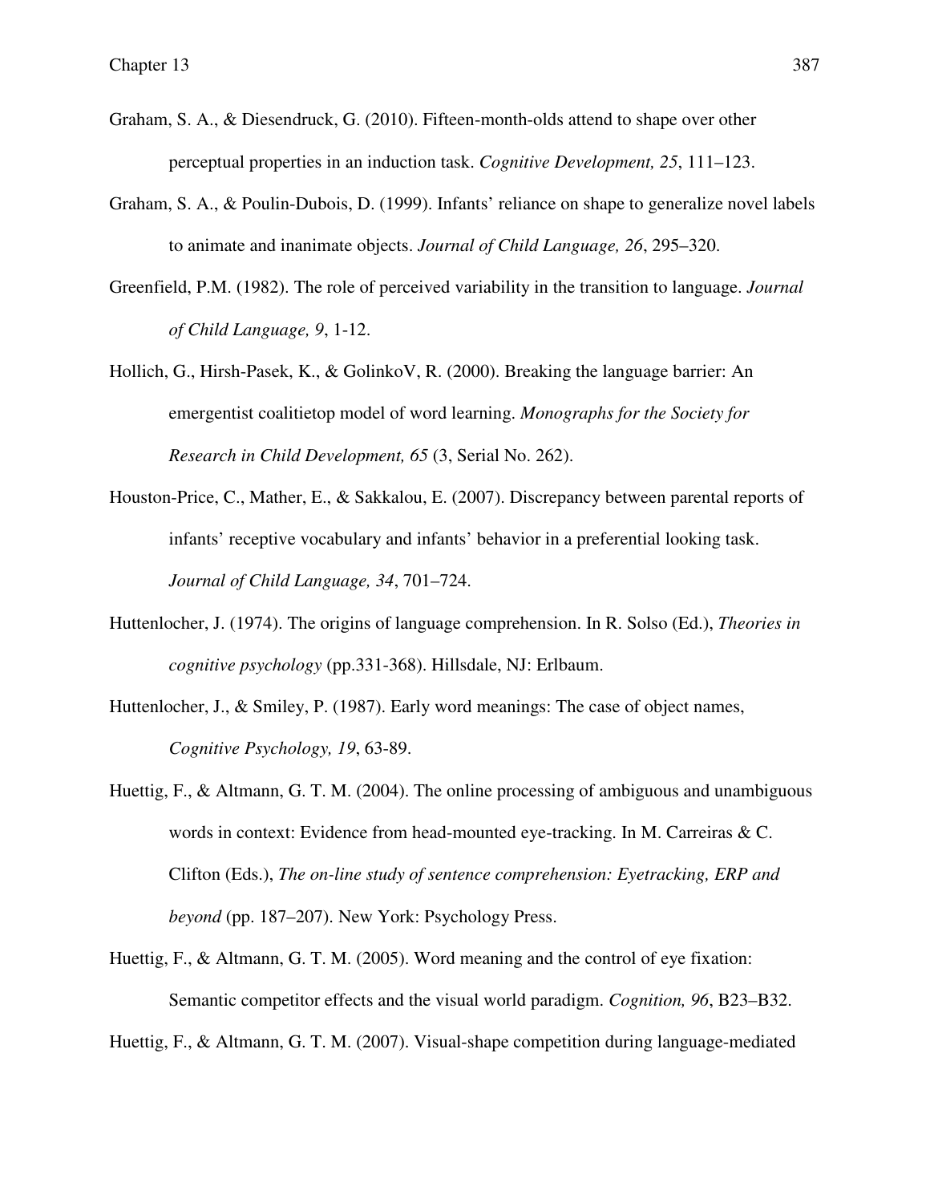Graham, S. A., & Diesendruck, G. (2010). Fifteen-month-olds attend to shape over other perceptual properties in an induction task. *Cognitive Development, 25*, 111–123.

Graham, S. A., & Poulin-Dubois, D. (1999). Infants' reliance on shape to generalize novel labels to animate and inanimate objects. *Journal of Child Language, 26*, 295–320.

Greenfield, P.M. (1982). The role of perceived variability in the transition to language. *Journal of Child Language, 9*, 1-12.

Hollich, G., Hirsh-Pasek, K., & GolinkoV, R. (2000). Breaking the language barrier: An emergentist coalitietop model of word learning. *Monographs for the Society for Research in Child Development, 65* (3, Serial No. 262).

Houston-Price, C., Mather, E., & Sakkalou, E. (2007). Discrepancy between parental reports of infants' receptive vocabulary and infants' behavior in a preferential looking task. *Journal of Child Language, 34*, 701–724.

Huttenlocher, J. (1974). The origins of language comprehension. In R. Solso (Ed.), *Theories in cognitive psychology* (pp.331-368). Hillsdale, NJ: Erlbaum.

Huttenlocher, J., & Smiley, P. (1987). Early word meanings: The case of object names, *Cognitive Psychology, 19*, 63-89.

Huettig, F., & Altmann, G. T. M. (2004). The online processing of ambiguous and unambiguous words in context: Evidence from head-mounted eye-tracking. In M. Carreiras & C. Clifton (Eds.), *The on-line study of sentence comprehension: Eyetracking, ERP and beyond* (pp. 187–207). New York: Psychology Press.

Huettig, F., & Altmann, G. T. M. (2005). Word meaning and the control of eye fixation: Semantic competitor effects and the visual world paradigm. *Cognition, 96*, B23–B32.

Huettig, F., & Altmann, G. T. M. (2007). Visual-shape competition during language-mediated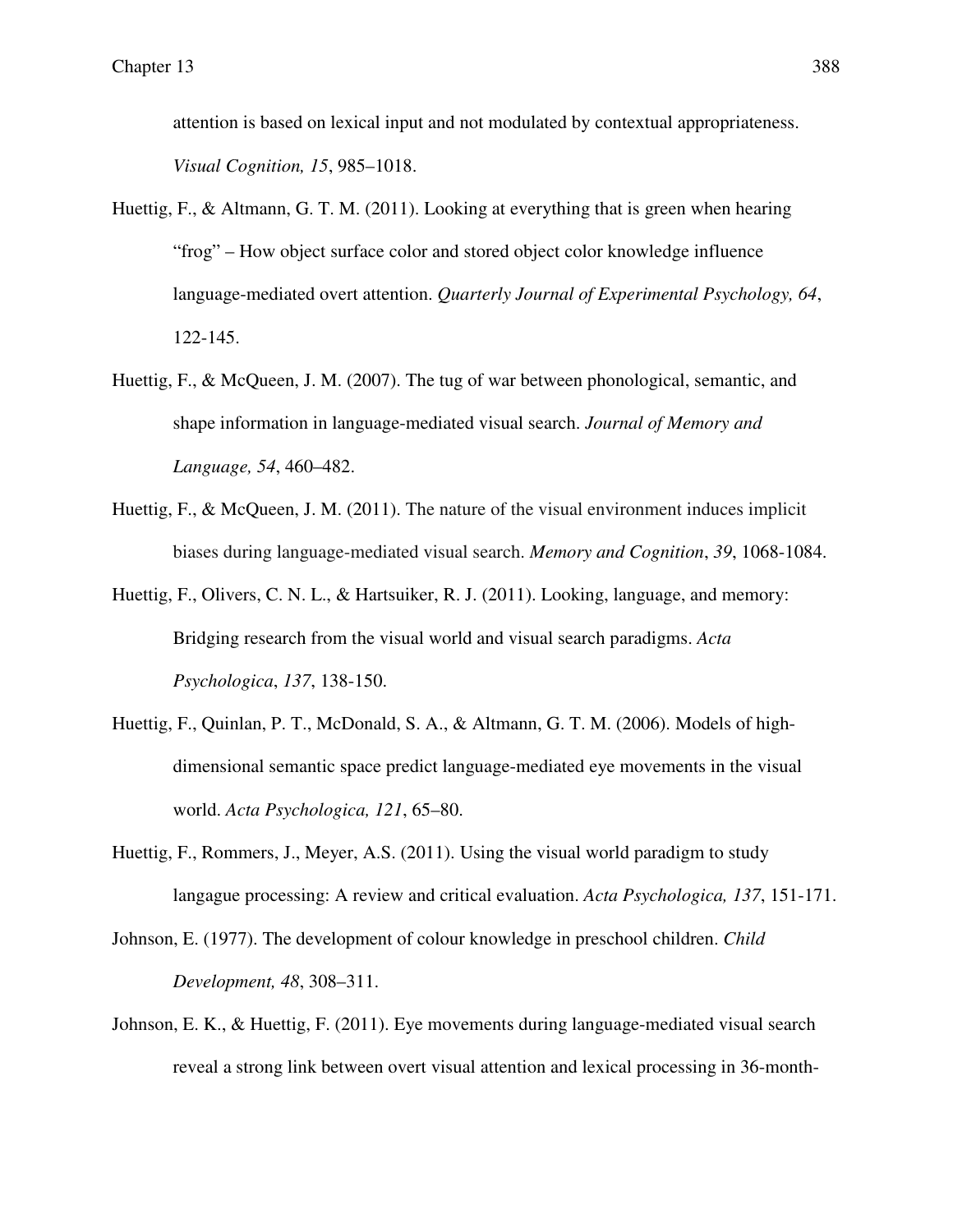attention is based on lexical input and not modulated by contextual appropriateness. *Visual Cognition, 15*, 985–1018.

Huettig, F., & Altmann, G. T. M. (2011). Looking at everything that is green when hearing "frog" – How object surface color and stored object color knowledge influence language-mediated overt attention. *Quarterly Journal of Experimental Psychology, 64*, 122-145.

Huettig, F., & McQueen, J. M. (2007). The tug of war between phonological, semantic, and shape information in language-mediated visual search. *Journal of Memory and Language, 54*, 460–482.

Huettig, F., & McQueen, J. M. (2011). The nature of the visual environment induces implicit biases during language-mediated visual search. *Memory and Cognition*, *39*, 1068-1084.

Huettig, F., Olivers, C. N. L., & Hartsuiker, R. J. (2011). Looking, language, and memory: Bridging research from the visual world and visual search paradigms. *Acta Psychologica*, *137*, 138-150.

Huettig, F., Quinlan, P. T., McDonald, S. A., & Altmann, G. T. M. (2006). Models of high-dimensional semantic space predict language-mediated eye movements in the visual world. *Acta Psychologica, 121*, 65–80.

Huettig, F., Rommers, J., Meyer, A.S. (2011). Using the visual world paradigm to study langague processing: A review and critical evaluation. *Acta Psychologica, 137*, 151-171.

Johnson, E. (1977). The development of colour knowledge in preschool children. *Child Development, 48*, 308–311.

Johnson, E. K., & Huettig, F. (2011). Eye movements during language-mediated visual search reveal a strong link between overt visual attention and lexical processing in 36-month-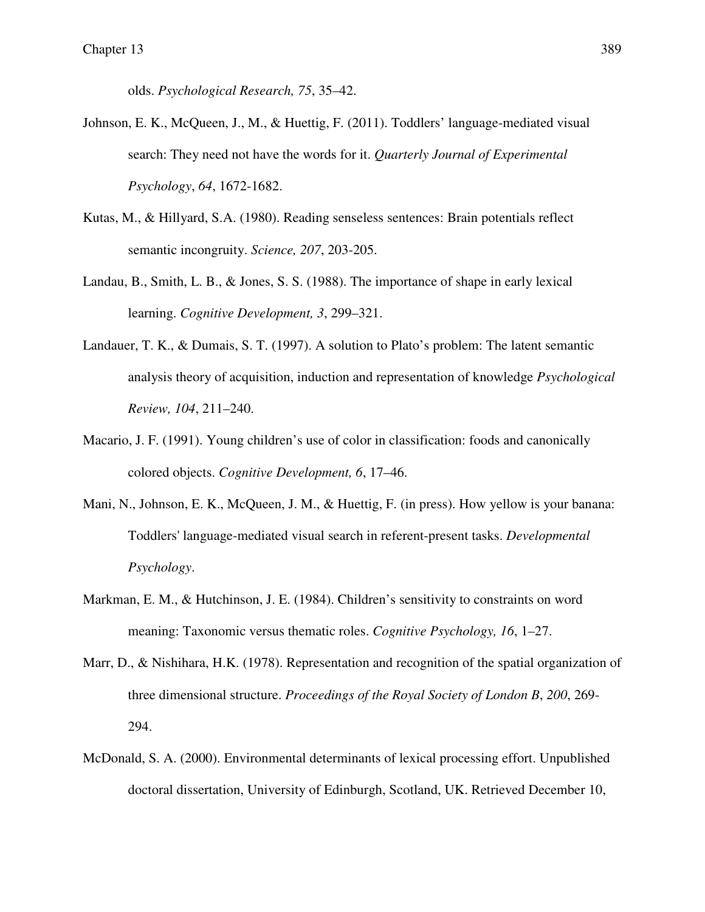olds. *Psychological Research, 75*, 35–42.

Johnson, E. K., McQueen, J., M., & Huettig, F. (2011). Toddlers' language-mediated visual search: They need not have the words for it. *Quarterly Journal of Experimental Psychology*, *64*, 1672-1682.

Kutas, M., & Hillyard, S.A. (1980). Reading senseless sentences: Brain potentials reflect semantic incongruity. *Science, 207*, 203-205.

Landau, B., Smith, L. B., & Jones, S. S. (1988). The importance of shape in early lexical learning. *Cognitive Development, 3*, 299–321.

Landauer, T. K., & Dumais, S. T. (1997). A solution to Plato's problem: The latent semantic analysis theory of acquisition, induction and representation of knowledge *Psychological Review, 104*, 211–240.

Macario, J. F. (1991). Young children's use of color in classification: foods and canonically colored objects. *Cognitive Development, 6*, 17–46.

Mani, N., Johnson, E. K., McQueen, J. M., & Huettig, F. (in press). How yellow is your banana: Toddlers' language-mediated visual search in referent-present tasks. *Developmental Psychology*.

Markman, E. M., & Hutchinson, J. E. (1984). Children's sensitivity to constraints on word meaning: Taxonomic versus thematic roles. *Cognitive Psychology, 16*, 1–27.

Marr, D., & Nishihara, H.K. (1978). Representation and recognition of the spatial organization of three dimensional structure. *Proceedings of the Royal Society of London B*, *200*, 269-294.

McDonald, S. A. (2000). Environmental determinants of lexical processing effort. Unpublished doctoral dissertation, University of Edinburgh, Scotland, UK. Retrieved December 10,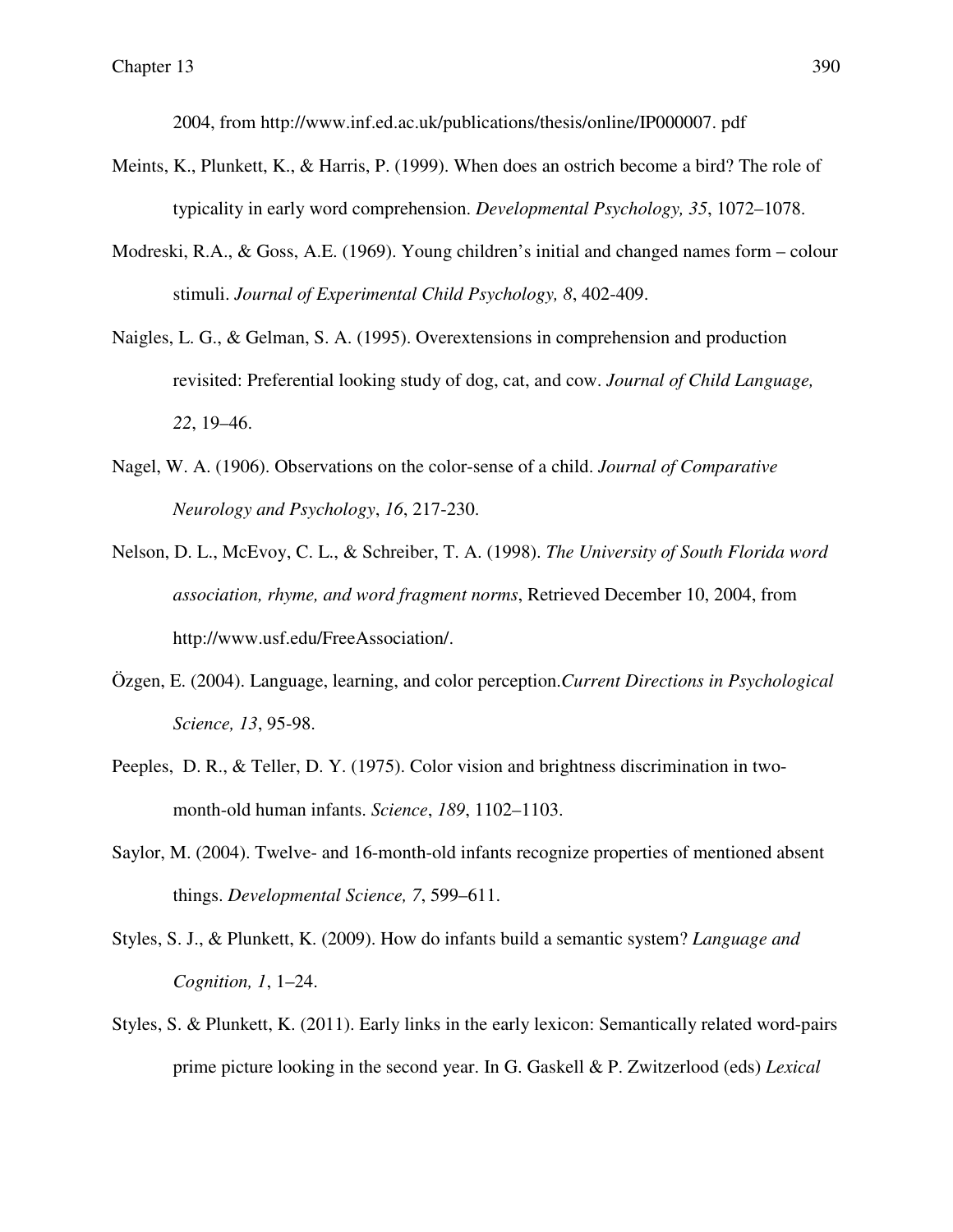2004, from http://www.inf.ed.ac.uk/publications/thesis/online/IP000007. pdf

Meints, K., Plunkett, K., & Harris, P. (1999). When does an ostrich become a bird? The role of typicality in early word comprehension. *Developmental Psychology, 35*, 1072–1078.

Modreski, R.A., & Goss, A.E. (1969). Young children's initial and changed names form – colour stimuli. *Journal of Experimental Child Psychology, 8*, 402-409.

Naigles, L. G., & Gelman, S. A. (1995). Overextensions in comprehension and production revisited: Preferential looking study of dog, cat, and cow. *Journal of Child Language, 22*, 19–46.

Nagel, W. A. (1906). Observations on the color-sense of a child. *Journal of Comparative Neurology and Psychology*, *16*, 217-230.

Nelson, D. L., McEvoy, C. L., & Schreiber, T. A. (1998). *The University of South Florida word association, rhyme, and word fragment norms*, Retrieved December 10, 2004, from http://www.usf.edu/FreeAssociation/.

Özgen, E. (2004). Language, learning, and color perception.*Current Directions in Psychological Science, 13*, 95-98.

Peeples, D. R., & Teller, D. Y. (1975). Color vision and brightness discrimination in two-month-old human infants. *Science*, *189*, 1102–1103.

Saylor, M. (2004). Twelve- and 16-month-old infants recognize properties of mentioned absent things. *Developmental Science, 7*, 599–611.

Styles, S. J., & Plunkett, K. (2009). How do infants build a semantic system? *Language and Cognition, 1*, 1–24.

Styles, S. & Plunkett, K. (2011). Early links in the early lexicon: Semantically related word-pairs prime picture looking in the second year. In G. Gaskell & P. Zwitzerlood (eds) *Lexical*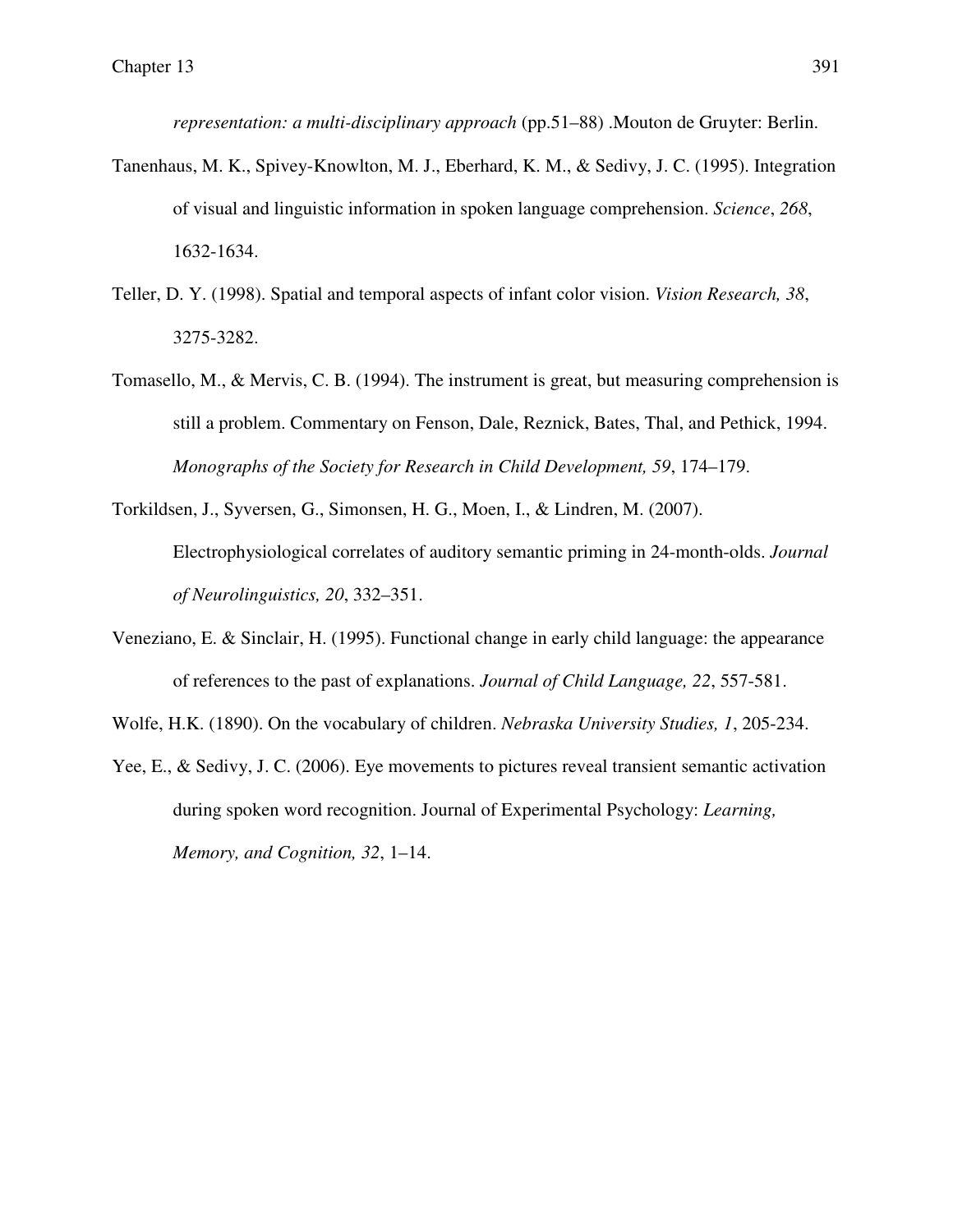*representation: a multi-disciplinary approach* (pp.51–88) .Mouton de Gruyter: Berlin.

Tanenhaus, M. K., Spivey-Knowlton, M. J., Eberhard, K. M., & Sedivy, J. C. (1995). Integration of visual and linguistic information in spoken language comprehension. *Science*, *268*, 1632-1634.

Teller, D. Y. (1998). Spatial and temporal aspects of infant color vision. *Vision Research, 38*, 3275-3282.

Tomasello, M., & Mervis, C. B. (1994). The instrument is great, but measuring comprehension is still a problem. Commentary on Fenson, Dale, Reznick, Bates, Thal, and Pethick, 1994. *Monographs of the Society for Research in Child Development, 59*, 174–179.

Torkildsen, J., Syversen, G., Simonsen, H. G., Moen, I., & Lindren, M. (2007). Electrophysiological correlates of auditory semantic priming in 24-month-olds. *Journal of Neurolinguistics, 20*, 332–351.

Veneziano, E. & Sinclair, H. (1995). Functional change in early child language: the appearance of references to the past of explanations. *Journal of Child Language, 22*, 557-581.

Wolfe, H.K. (1890). On the vocabulary of children. *Nebraska University Studies, 1*, 205-234.

Yee, E., & Sedivy, J. C. (2006). Eye movements to pictures reveal transient semantic activation during spoken word recognition. Journal of Experimental Psychology: *Learning, Memory, and Cognition, 32*, 1–14.